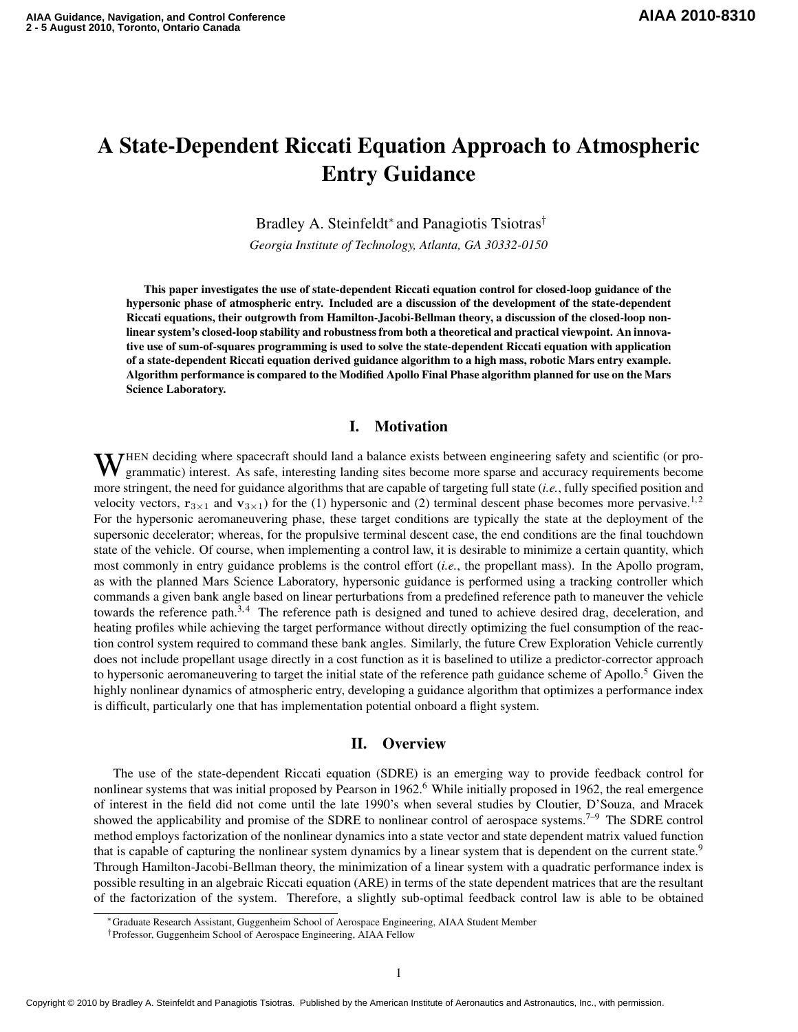# A State-Dependent Riccati Equation Approach to Atmospheric Entry Guidance

Bradley A. Steinfeldt[*] and Panagiotis Tsiotras[†]

*Georgia Institute of Technology, Atlanta, GA 30332-0150*

**This paper investigates the use of state-dependent Riccati equation control for closed-loop guidance of the hypersonic phase of atmospheric entry. Included are a discussion of the development of the state-dependent Riccati equations, their outgrowth from Hamilton-Jacobi-Bellman theory, a discussion of the closed-loop nonlinear system's closed-loop stability and robustness from both a theoretical and practical viewpoint. An innovative use of sum-of-squares programming is used to solve the state-dependent Riccati equation with application of a state-dependent Riccati equation derived guidance algorithm to a high mass, robotic Mars entry example. Algorithm performance is compared to the Modified Apollo Final Phase algorithm planned for use on the Mars Science Laboratory.**

## I. Motivation

When deciding where spacecraft should land a balance exists between engineering safety and scientific (or programmatic) interest. As safe, interesting landing sites become more sparse and accuracy requirements become more stringent, the need for guidance algorithms that are capable of targeting full state (*i.e.*, fully specified position and velocity vectors, $\mathbf{r}_{3\times1}$ and $\mathbf{v}_{3\times1}$) for the (1) hypersonic and (2) terminal descent phase becomes more pervasive.[1,2] For the hypersonic aeromaneuvering phase, these target conditions are typically the state at the deployment of the supersonic decelerator; whereas, for the propulsive terminal descent case, the end conditions are the final touchdown state of the vehicle. Of course, when implementing a control law, it is desirable to minimize a certain quantity, which most commonly in entry guidance problems is the control effort (*i.e.*, the propellant mass). In the Apollo program, as with the planned Mars Science Laboratory, hypersonic guidance is performed using a tracking controller which commands a given bank angle based on linear perturbations from a predefined reference path to maneuver the vehicle towards the reference path.[3,4] The reference path is designed and tuned to achieve desired drag, deceleration, and heating profiles while achieving the target performance without directly optimizing the fuel consumption of the reaction control system required to command these bank angles. Similarly, the future Crew Exploration Vehicle currently does not include propellant usage directly in a cost function as it is baselined to utilize a predictor-corrector approach to hypersonic aeromaneuvering to target the initial state of the reference path guidance scheme of Apollo.[5] Given the highly nonlinear dynamics of atmospheric entry, developing a guidance algorithm that optimizes a performance index is difficult, particularly one that has implementation potential onboard a flight system.

## II. Overview

The use of the state-dependent Riccati equation (SDRE) is an emerging way to provide feedback control for nonlinear systems that was initial proposed by Pearson in 1962.[6] While initially proposed in 1962, the real emergence of interest in the field did not come until the late 1990's when several studies by Cloutier, D'Souza, and Mracek showed the applicability and promise of the SDRE to nonlinear control of aerospace systems.[7–9] The SDRE control method employs factorization of the nonlinear dynamics into a state vector and state dependent matrix valued function that is capable of capturing the nonlinear system dynamics by a linear system that is dependent on the current state.[9] Through Hamilton-Jacobi-Bellman theory, the minimization of a linear system with a quadratic performance index is possible resulting in an algebraic Riccati equation (ARE) in terms of the state dependent matrices that are the resultant of the factorization of the system. Therefore, a slightly sub-optimal feedback control law is able to be obtained

[*] Graduate Research Assistant, Guggenheim School of Aerospace Engineering, AIAA Student Member

[†] Professor, Guggenheim School of Aerospace Engineering, AIAA Fellow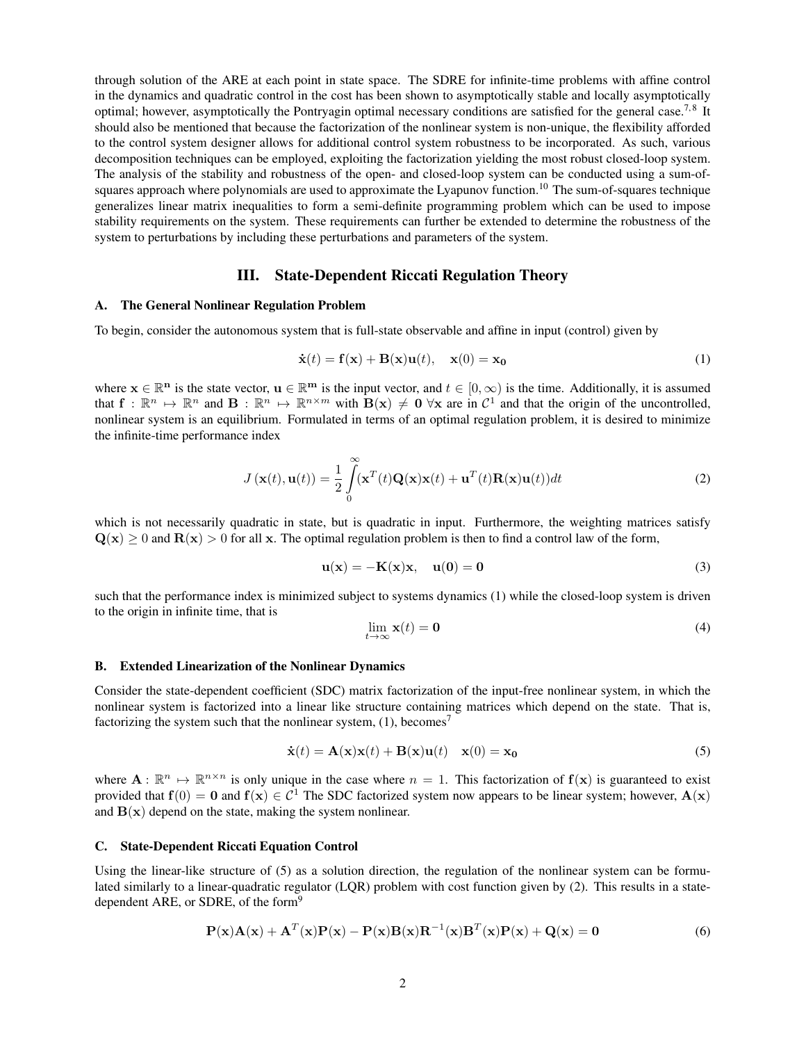through solution of the ARE at each point in state space. The SDRE for infinite-time problems with affine control in the dynamics and quadratic control in the cost has been shown to asymptotically stable and locally asymptotically optimal; however, asymptotically the Pontryagin optimal necessary conditions are satisfied for the general case.[7,8] It should also be mentioned that because the factorization of the nonlinear system is non-unique, the flexibility afforded to the control system designer allows for additional control system robustness to be incorporated. As such, various decomposition techniques can be employed, exploiting the factorization yielding the most robust closed-loop system. The analysis of the stability and robustness of the open- and closed-loop system can be conducted using a sum-of-squares approach where polynomials are used to approximate the Lyapunov function.[10] The sum-of-squares technique generalizes linear matrix inequalities to form a semi-definite programming problem which can be used to impose stability requirements on the system. These requirements can further be extended to determine the robustness of the system to perturbations by including these perturbations and parameters of the system.

## III. State-Dependent Riccati Regulation Theory

### A. The General Nonlinear Regulation Problem

To begin, consider the autonomous system that is full-state observable and affine in input (control) given by

$$\dot{\mathbf{x}}(t) = \mathbf{f}(\mathbf{x}) + \mathbf{B}(\mathbf{x})\mathbf{u}(t), \quad \mathbf{x}(0) = \mathbf{x_0} \tag{1}$$

where $\mathbf{x} \in \mathbb{R}^{\mathbf{n}}$ is the state vector, $\mathbf{u} \in \mathbb{R}^{\mathbf{m}}$ is the input vector, and $t \in [0, \infty)$ is the time. Additionally, it is assumed that $\mathbf{f} : \mathbb{R}^n \mapsto \mathbb{R}^n$ and $\mathbf{B} : \mathbb{R}^n \mapsto \mathbb{R}^{n \times m}$ with $\mathbf{B}(\mathbf{x}) \neq \mathbf{0} \; \forall \mathbf{x}$ are in $\mathcal{C}^1$ and that the origin of the uncontrolled, nonlinear system is an equilibrium. Formulated in terms of an optimal regulation problem, it is desired to minimize the infinite-time performance index

$$J\left(\mathbf{x}(t), \mathbf{u}(t)\right) = \frac{1}{2}\int_0^\infty (\mathbf{x}^T(t)\mathbf{Q}(\mathbf{x})\mathbf{x}(t) + \mathbf{u}^T(t)\mathbf{R}(\mathbf{x})\mathbf{u}(t))dt \tag{2}$$

which is not necessarily quadratic in state, but is quadratic in input. Furthermore, the weighting matrices satisfy $\mathbf{Q}(\mathbf{x}) \geq 0$ and $\mathbf{R}(\mathbf{x}) > 0$ for all $\mathbf{x}$. The optimal regulation problem is then to find a control law of the form,

$$\mathbf{u}(\mathbf{x}) = -\mathbf{K}(\mathbf{x})\mathbf{x}, \quad \mathbf{u}(\mathbf{0}) = \mathbf{0} \tag{3}$$

such that the performance index is minimized subject to systems dynamics (1) while the closed-loop system is driven to the origin in infinite time, that is

$$\lim_{t \to \infty} \mathbf{x}(t) = \mathbf{0} \tag{4}$$

### B. Extended Linearization of the Nonlinear Dynamics

Consider the state-dependent coefficient (SDC) matrix factorization of the input-free nonlinear system, in which the nonlinear system is factorized into a linear like structure containing matrices which depend on the state. That is, factorizing the system such that the nonlinear system, (1), becomes[7]

$$\dot{\mathbf{x}}(t) = \mathbf{A}(\mathbf{x})\mathbf{x}(t) + \mathbf{B}(\mathbf{x})\mathbf{u}(t) \quad \mathbf{x}(0) = \mathbf{x_0} \tag{5}$$

where $\mathbf{A} : \mathbb{R}^n \mapsto \mathbb{R}^{n \times n}$ is only unique in the case where $n = 1$. This factorization of $\mathbf{f}(\mathbf{x})$ is guaranteed to exist provided that $\mathbf{f}(0) = \mathbf{0}$ and $\mathbf{f}(\mathbf{x}) \in \mathcal{C}^1$ The SDC factorized system now appears to be linear system; however, $\mathbf{A}(\mathbf{x})$ and $\mathbf{B}(\mathbf{x})$ depend on the state, making the system nonlinear.

### C. State-Dependent Riccati Equation Control

Using the linear-like structure of (5) as a solution direction, the regulation of the nonlinear system can be formulated similarly to a linear-quadratic regulator (LQR) problem with cost function given by (2). This results in a state-dependent ARE, or SDRE, of the form[9]

$$\mathbf{P}(\mathbf{x})\mathbf{A}(\mathbf{x}) + \mathbf{A}^T(\mathbf{x})\mathbf{P}(\mathbf{x}) - \mathbf{P}(\mathbf{x})\mathbf{B}(\mathbf{x})\mathbf{R}^{-1}(\mathbf{x})\mathbf{B}^T(\mathbf{x})\mathbf{P}(\mathbf{x}) + \mathbf{Q}(\mathbf{x}) = \mathbf{0} \tag{6}$$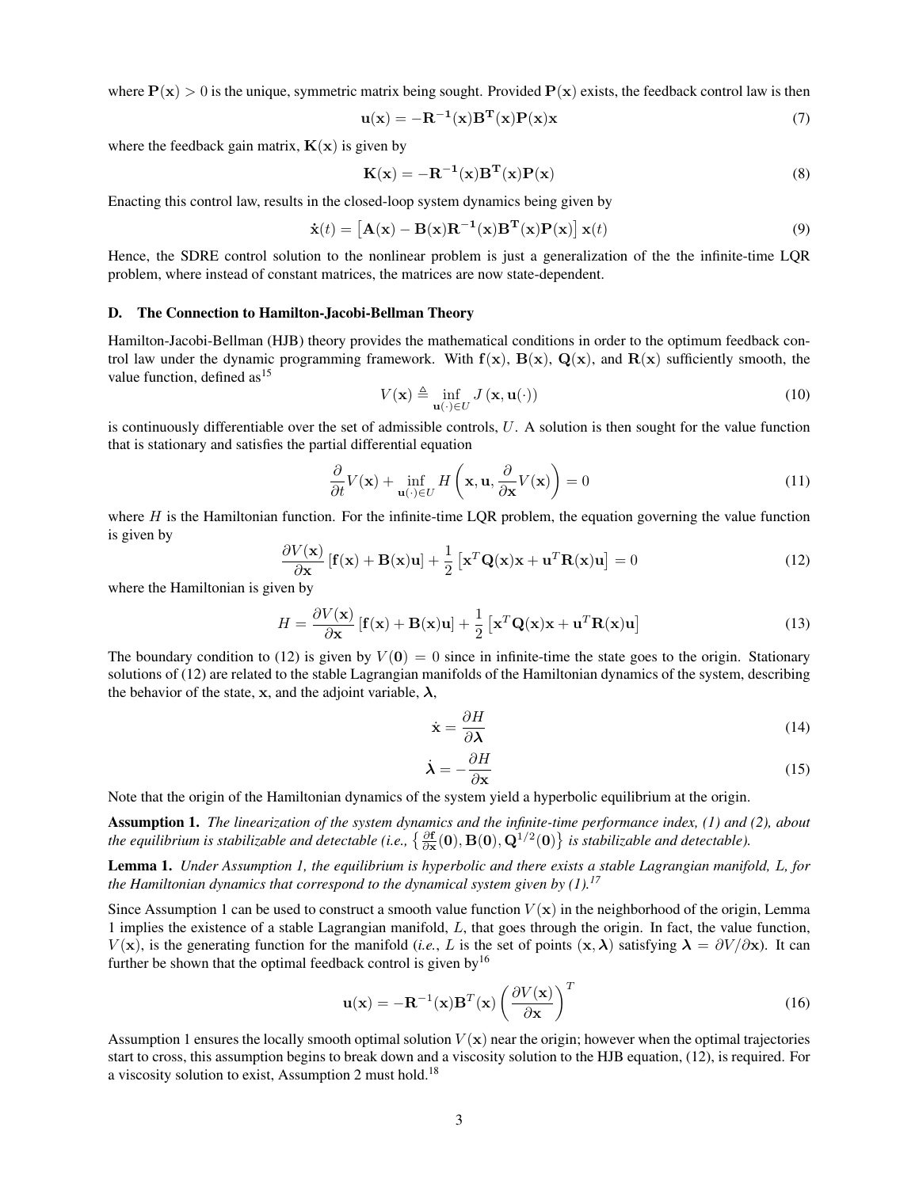where $\mathbf{P}(\mathbf{x}) > 0$ is the unique, symmetric matrix being sought. Provided $\mathbf{P}(\mathbf{x})$ exists, the feedback control law is then

$$\mathbf{u}(\mathbf{x}) = -\mathbf{R}^{-1}(\mathbf{x})\mathbf{B}^{\mathbf{T}}(\mathbf{x})\mathbf{P}(\mathbf{x})\mathbf{x} \tag{7}$$

where the feedback gain matrix, $\mathbf{K}(\mathbf{x})$ is given by

$$\mathbf{K}(\mathbf{x}) = -\mathbf{R}^{-1}(\mathbf{x})\mathbf{B}^{\mathbf{T}}(\mathbf{x})\mathbf{P}(\mathbf{x}) \tag{8}$$

Enacting this control law, results in the closed-loop system dynamics being given by

$$\dot{\mathbf{x}}(t) = \left[\mathbf{A}(\mathbf{x}) - \mathbf{B}(\mathbf{x})\mathbf{R}^{-1}(\mathbf{x})\mathbf{B}^{\mathbf{T}}(\mathbf{x})\mathbf{P}(\mathbf{x})\right]\mathbf{x}(t) \tag{9}$$

Hence, the SDRE control solution to the nonlinear problem is just a generalization of the the infinite-time LQR problem, where instead of constant matrices, the matrices are now state-dependent.

### D. The Connection to Hamilton-Jacobi-Bellman Theory

Hamilton-Jacobi-Bellman (HJB) theory provides the mathematical conditions in order to the optimum feedback control law under the dynamic programming framework. With $\mathbf{f}(\mathbf{x})$, $\mathbf{B}(\mathbf{x})$, $\mathbf{Q}(\mathbf{x})$, and $\mathbf{R}(\mathbf{x})$ sufficiently smooth, the value function, defined as[15]

$$V(\mathbf{x}) \triangleq \inf_{\mathbf{u}(\cdot)\in U} J\left(\mathbf{x}, \mathbf{u}(\cdot)\right) \tag{10}$$

is continuously differentiable over the set of admissible controls, $U$. A solution is then sought for the value function that is stationary and satisfies the partial differential equation

$$\frac{\partial}{\partial t}V(\mathbf{x}) + \inf_{\mathbf{u}(\cdot)\in U} H\left(\mathbf{x}, \mathbf{u}, \frac{\partial}{\partial \mathbf{x}}V(\mathbf{x})\right) = 0 \tag{11}$$

where $H$ is the Hamiltonian function. For the infinite-time LQR problem, the equation governing the value function is given by

$$\frac{\partial V(\mathbf{x})}{\partial \mathbf{x}}\left[\mathbf{f}(\mathbf{x}) + \mathbf{B}(\mathbf{x})\mathbf{u}\right] + \frac{1}{2}\left[\mathbf{x}^T\mathbf{Q}(\mathbf{x})\mathbf{x} + \mathbf{u}^T\mathbf{R}(\mathbf{x})\mathbf{u}\right] = 0 \tag{12}$$

where the Hamiltonian is given by

$$H = \frac{\partial V(\mathbf{x})}{\partial \mathbf{x}}\left[\mathbf{f}(\mathbf{x}) + \mathbf{B}(\mathbf{x})\mathbf{u}\right] + \frac{1}{2}\left[\mathbf{x}^T\mathbf{Q}(\mathbf{x})\mathbf{x} + \mathbf{u}^T\mathbf{R}(\mathbf{x})\mathbf{u}\right] \tag{13}$$

The boundary condition to (12) is given by $V(\mathbf{0}) = 0$ since in infinite-time the state goes to the origin. Stationary solutions of (12) are related to the stable Lagrangian manifolds of the Hamiltonian dynamics of the system, describing the behavior of the state, $\mathbf{x}$, and the adjoint variable, $\boldsymbol{\lambda}$,

$$\dot{\mathbf{x}} = \frac{\partial H}{\partial \boldsymbol{\lambda}} \tag{14}$$

$$\dot{\boldsymbol{\lambda}} = -\frac{\partial H}{\partial \mathbf{x}} \tag{15}$$

Note that the origin of the Hamiltonian dynamics of the system yield a hyperbolic equilibrium at the origin.

**Assumption 1.** *The linearization of the system dynamics and the infinite-time performance index, (1) and (2), about the equilibrium is stabilizable and detectable (i.e.,* $\left\{\frac{\partial \mathbf{f}}{\partial \mathbf{x}}(\mathbf{0}), \mathbf{B}(\mathbf{0}), \mathbf{Q}^{1/2}(\mathbf{0})\right\}$ *is stabilizable and detectable).*

**Lemma 1.** *Under Assumption 1, the equilibrium is hyperbolic and there exists a stable Lagrangian manifold, L, for the Hamiltonian dynamics that correspond to the dynamical system given by (1).*[17]

Since Assumption 1 can be used to construct a smooth value function $V(\mathbf{x})$ in the neighborhood of the origin, Lemma 1 implies the existence of a stable Lagrangian manifold, $L$, that goes through the origin. In fact, the value function, $V(\mathbf{x})$, is the generating function for the manifold (*i.e.*, $L$ is the set of points $(\mathbf{x}, \boldsymbol{\lambda})$ satisfying $\boldsymbol{\lambda} = \partial V/\partial \mathbf{x}$). It can further be shown that the optimal feedback control is given by[16]

$$\mathbf{u}(\mathbf{x}) = -\mathbf{R}^{-1}(\mathbf{x})\mathbf{B}^T(\mathbf{x})\left(\frac{\partial V(\mathbf{x})}{\partial \mathbf{x}}\right)^T \tag{16}$$

Assumption 1 ensures the locally smooth optimal solution $V(\mathbf{x})$ near the origin; however when the optimal trajectories start to cross, this assumption begins to break down and a viscosity solution to the HJB equation, (12), is required. For a viscosity solution to exist, Assumption 2 must hold.[18]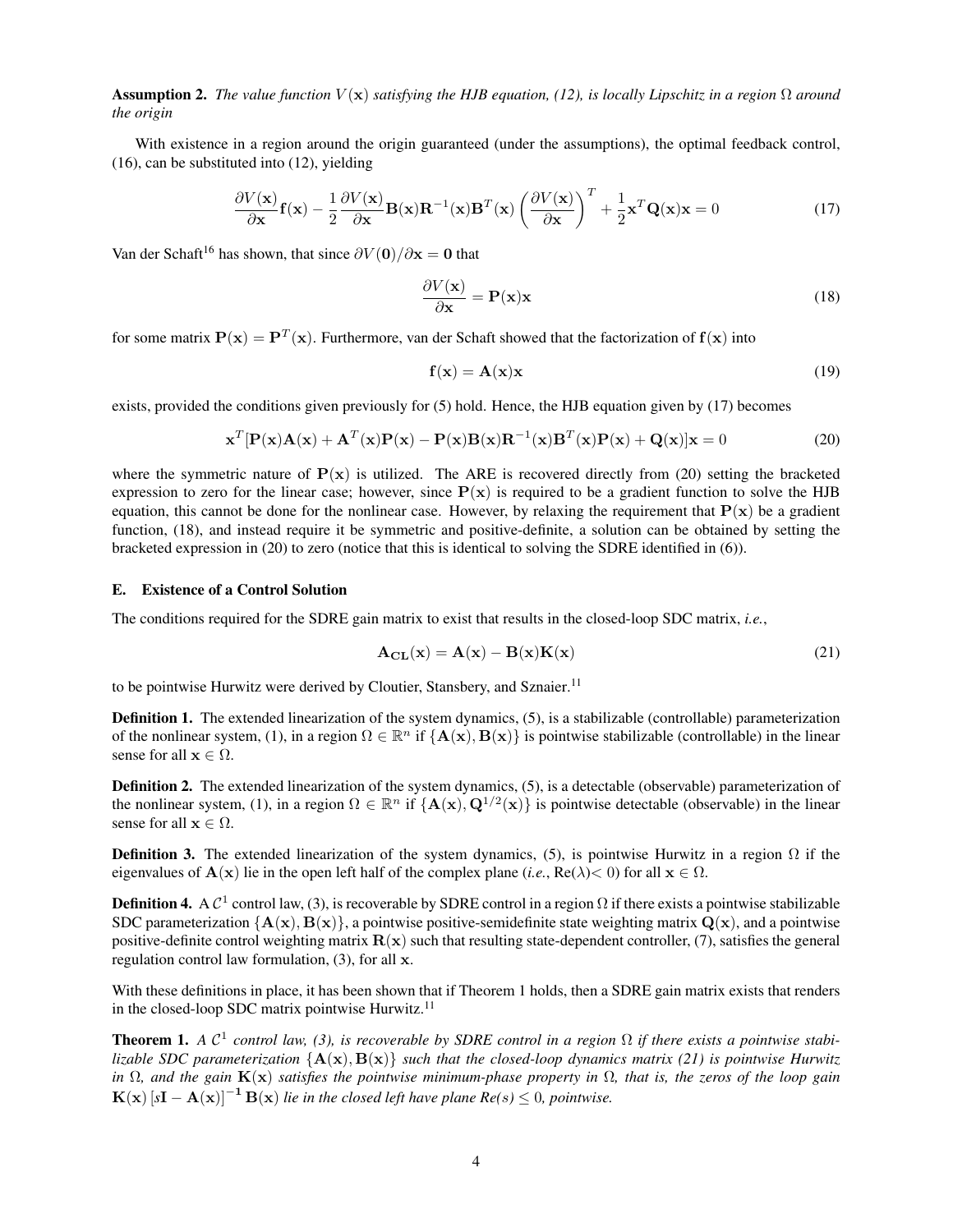**Assumption 2.** *The value function $V(\mathbf{x})$ satisfying the HJB equation, (12), is locally Lipschitz in a region $\Omega$ around the origin*

With existence in a region around the origin guaranteed (under the assumptions), the optimal feedback control, (16), can be substituted into (12), yielding

$$\frac{\partial V(\mathbf{x})}{\partial \mathbf{x}}\mathbf{f}(\mathbf{x}) - \frac{1}{2}\frac{\partial V(\mathbf{x})}{\partial \mathbf{x}}\mathbf{B}(\mathbf{x})\mathbf{R}^{-1}(\mathbf{x})\mathbf{B}^T(\mathbf{x})\left(\frac{\partial V(\mathbf{x})}{\partial \mathbf{x}}\right)^T + \frac{1}{2}\mathbf{x}^T\mathbf{Q}(\mathbf{x})\mathbf{x} = 0 \tag{17}$$

Van der Schaft[16] has shown, that since $\partial V(\mathbf{0})/\partial \mathbf{x} = \mathbf{0}$ that

$$\frac{\partial V(\mathbf{x})}{\partial \mathbf{x}} = \mathbf{P}(\mathbf{x})\mathbf{x} \tag{18}$$

for some matrix $\mathbf{P}(\mathbf{x}) = \mathbf{P}^T(\mathbf{x})$. Furthermore, van der Schaft showed that the factorization of $\mathbf{f}(\mathbf{x})$ into

$$\mathbf{f}(\mathbf{x}) = \mathbf{A}(\mathbf{x})\mathbf{x} \tag{19}$$

exists, provided the conditions given previously for (5) hold. Hence, the HJB equation given by (17) becomes

$$\mathbf{x}^T[\mathbf{P}(\mathbf{x})\mathbf{A}(\mathbf{x}) + \mathbf{A}^T(\mathbf{x})\mathbf{P}(\mathbf{x}) - \mathbf{P}(\mathbf{x})\mathbf{B}(\mathbf{x})\mathbf{R}^{-1}(\mathbf{x})\mathbf{B}^T(\mathbf{x})\mathbf{P}(\mathbf{x}) + \mathbf{Q}(\mathbf{x})]\mathbf{x} = 0 \tag{20}$$

where the symmetric nature of $\mathbf{P}(\mathbf{x})$ is utilized. The ARE is recovered directly from (20) setting the bracketed expression to zero for the linear case; however, since $\mathbf{P}(\mathbf{x})$ is required to be a gradient function to solve the HJB equation, this cannot be done for the nonlinear case. However, by relaxing the requirement that $\mathbf{P}(\mathbf{x})$ be a gradient function, (18), and instead require it be symmetric and positive-definite, a solution can be obtained by setting the bracketed expression in (20) to zero (notice that this is identical to solving the SDRE identified in (6)).

### E. Existence of a Control Solution

The conditions required for the SDRE gain matrix to exist that results in the closed-loop SDC matrix, *i.e.*,

$$\mathbf{A_{CL}}(\mathbf{x}) = \mathbf{A}(\mathbf{x}) - \mathbf{B}(\mathbf{x})\mathbf{K}(\mathbf{x}) \tag{21}$$

to be pointwise Hurwitz were derived by Cloutier, Stansbery, and Sznaier.[11]

**Definition 1.** The extended linearization of the system dynamics, (5), is a stabilizable (controllable) parameterization of the nonlinear system, (1), in a region $\Omega \in \mathbb{R}^n$ if $\{\mathbf{A}(\mathbf{x}), \mathbf{B}(\mathbf{x})\}$ is pointwise stabilizable (controllable) in the linear sense for all $\mathbf{x} \in \Omega$.

**Definition 2.** The extended linearization of the system dynamics, (5), is a detectable (observable) parameterization of the nonlinear system, (1), in a region $\Omega \in \mathbb{R}^n$ if $\{\mathbf{A}(\mathbf{x}), \mathbf{Q}^{1/2}(\mathbf{x})\}$ is pointwise detectable (observable) in the linear sense for all $\mathbf{x} \in \Omega$.

**Definition 3.** The extended linearization of the system dynamics, (5), is pointwise Hurwitz in a region $\Omega$ if the eigenvalues of $\mathbf{A}(\mathbf{x})$ lie in the open left half of the complex plane (*i.e.*, Re($\lambda$)< 0) for all $\mathbf{x} \in \Omega$.

**Definition 4.** A $\mathcal{C}^1$ control law, (3), is recoverable by SDRE control in a region $\Omega$ if there exists a pointwise stabilizable SDC parameterization $\{\mathbf{A}(\mathbf{x}), \mathbf{B}(\mathbf{x})\}$, a pointwise positive-semidefinite state weighting matrix $\mathbf{Q}(\mathbf{x})$, and a pointwise positive-definite control weighting matrix $\mathbf{R}(\mathbf{x})$ such that resulting state-dependent controller, (7), satisfies the general regulation control law formulation, (3), for all $\mathbf{x}$.

With these definitions in place, it has been shown that if Theorem 1 holds, then a SDRE gain matrix exists that renders in the closed-loop SDC matrix pointwise Hurwitz.[11]

**Theorem 1.** *A $\mathcal{C}^1$ control law, (3), is recoverable by SDRE control in a region $\Omega$ if there exists a pointwise stabilizable SDC parameterization $\{\mathbf{A}(\mathbf{x}), \mathbf{B}(\mathbf{x})\}$ such that the closed-loop dynamics matrix (21) is pointwise Hurwitz in $\Omega$, and the gain $\mathbf{K}(\mathbf{x})$ satisfies the pointwise minimum-phase property in $\Omega$, that is, the zeros of the loop gain $\mathbf{K}(\mathbf{x})\left[s\mathbf{I} - \mathbf{A}(\mathbf{x})\right]^{-1}\mathbf{B}(\mathbf{x})$ lie in the closed left have plane Re$(s) \leq 0$, pointwise.*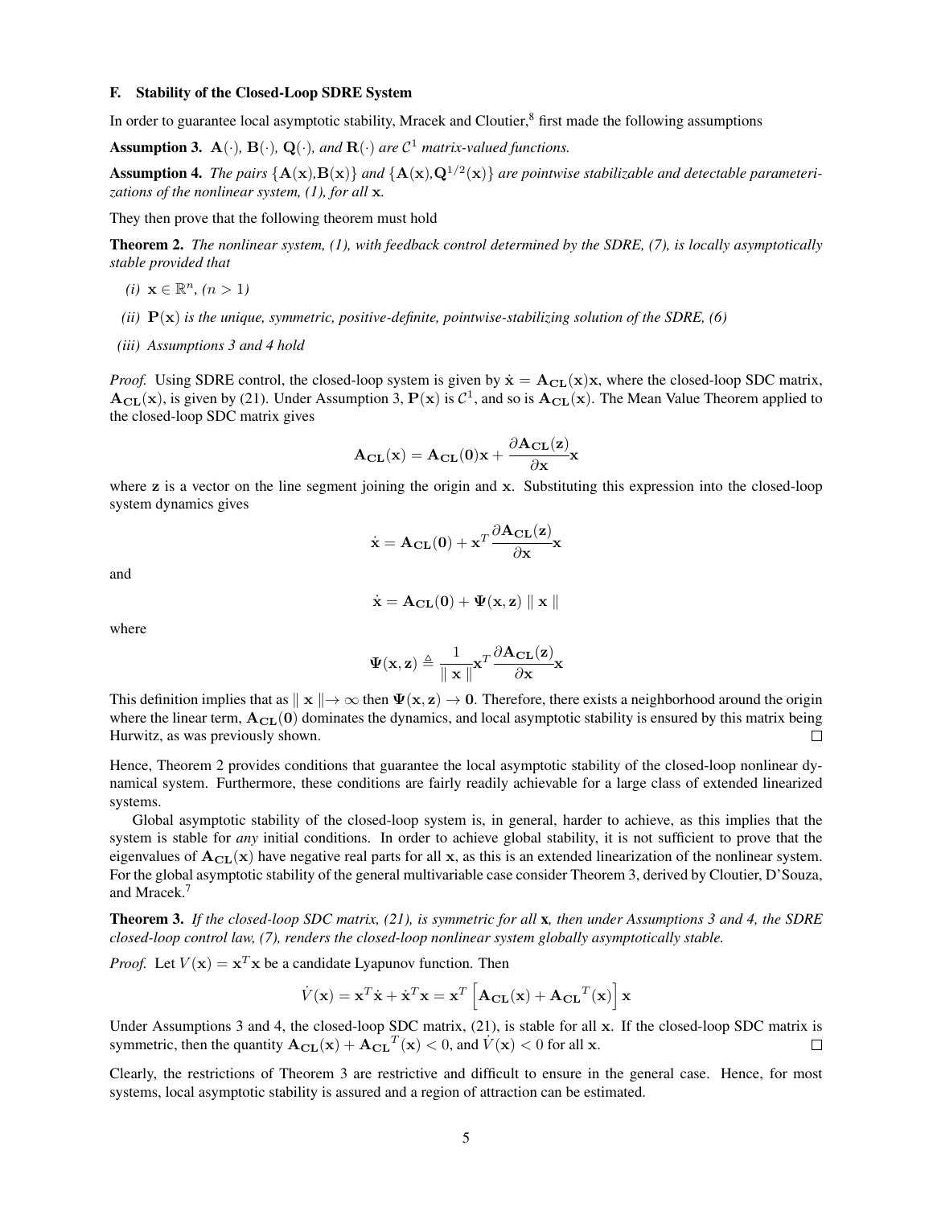### F. Stability of the Closed-Loop SDRE System

In order to guarantee local asymptotic stability, Mracek and Cloutier,[8] first made the following assumptions

**Assumption 3.** *$\mathbf{A}(\cdot)$, $\mathbf{B}(\cdot)$, $\mathbf{Q}(\cdot)$, and $\mathbf{R}(\cdot)$ are $\mathcal{C}^1$ matrix-valued functions.*

**Assumption 4.** *The pairs $\{\mathbf{A}(\mathbf{x}),\mathbf{B}(\mathbf{x})\}$ and $\{\mathbf{A}(\mathbf{x}),\mathbf{Q}^{1/2}(\mathbf{x})\}$ are pointwise stabilizable and detectable parameterizations of the nonlinear system, (1), for all $\mathbf{x}$.*

They then prove that the following theorem must hold

**Theorem 2.** *The nonlinear system, (1), with feedback control determined by the SDRE, (7), is locally asymptotically stable provided that*

*(i) $\mathbf{x} \in \mathbb{R}^n$, $(n > 1)$*

*(ii) $\mathbf{P}(\mathbf{x})$ is the unique, symmetric, positive-definite, pointwise-stabilizing solution of the SDRE, (6)*

*(iii) Assumptions 3 and 4 hold*

*Proof.* Using SDRE control, the closed-loop system is given by $\dot{\mathbf{x}} = \mathbf{A_{CL}}(\mathbf{x})\mathbf{x}$, where the closed-loop SDC matrix, $\mathbf{A_{CL}}(\mathbf{x})$, is given by (21). Under Assumption 3, $\mathbf{P}(\mathbf{x})$ is $\mathcal{C}^1$, and so is $\mathbf{A_{CL}}(\mathbf{x})$. The Mean Value Theorem applied to the closed-loop SDC matrix gives

$$\mathbf{A_{CL}}(\mathbf{x}) = \mathbf{A_{CL}}(\mathbf{0})\mathbf{x} + \frac{\partial \mathbf{A_{CL}}(\mathbf{z})}{\partial \mathbf{x}}\mathbf{x}$$

where $\mathbf{z}$ is a vector on the line segment joining the origin and $\mathbf{x}$. Substituting this expression into the closed-loop system dynamics gives

$$\dot{\mathbf{x}} = \mathbf{A_{CL}}(\mathbf{0}) + \mathbf{x}^T \frac{\partial \mathbf{A_{CL}}(\mathbf{z})}{\partial \mathbf{x}}\mathbf{x}$$

and

$$\dot{\mathbf{x}} = \mathbf{A_{CL}}(\mathbf{0}) + \mathbf{\Psi}(\mathbf{x}, \mathbf{z}) \parallel \mathbf{x} \parallel$$

where

$$\mathbf{\Psi}(\mathbf{x}, \mathbf{z}) \triangleq \frac{1}{\parallel \mathbf{x} \parallel}\mathbf{x}^T \frac{\partial \mathbf{A_{CL}}(\mathbf{z})}{\partial \mathbf{x}}\mathbf{x}$$

This definition implies that as $\parallel \mathbf{x} \parallel \to \infty$ then $\mathbf{\Psi}(\mathbf{x}, \mathbf{z}) \to \mathbf{0}$. Therefore, there exists a neighborhood around the origin where the linear term, $\mathbf{A_{CL}}(\mathbf{0})$ dominates the dynamics, and local asymptotic stability is ensured by this matrix being Hurwitz, as was previously shown. □

Hence, Theorem 2 provides conditions that guarantee the local asymptotic stability of the closed-loop nonlinear dynamical system. Furthermore, these conditions are fairly readily achievable for a large class of extended linearized systems.

Global asymptotic stability of the closed-loop system is, in general, harder to achieve, as this implies that the system is stable for *any* initial conditions. In order to achieve global stability, it is not sufficient to prove that the eigenvalues of $\mathbf{A_{CL}}(\mathbf{x})$ have negative real parts for all $\mathbf{x}$, as this is an extended linearization of the nonlinear system. For the global asymptotic stability of the general multivariable case consider Theorem 3, derived by Cloutier, D'Souza, and Mracek.[7]

**Theorem 3.** *If the closed-loop SDC matrix, (21), is symmetric for all $\mathbf{x}$, then under Assumptions 3 and 4, the SDRE closed-loop control law, (7), renders the closed-loop nonlinear system globally asymptotically stable.*

*Proof.* Let $V(\mathbf{x}) = \mathbf{x}^T\mathbf{x}$ be a candidate Lyapunov function. Then

$$\dot{V}(\mathbf{x}) = \mathbf{x}^T\dot{\mathbf{x}} + \dot{\mathbf{x}}^T\mathbf{x} = \mathbf{x}^T\left[\mathbf{A_{CL}}(\mathbf{x}) + \mathbf{A_{CL}}^T(\mathbf{x})\right]\mathbf{x}$$

Under Assumptions 3 and 4, the closed-loop SDC matrix, (21), is stable for all $\mathbf{x}$. If the closed-loop SDC matrix is symmetric, then the quantity $\mathbf{A_{CL}}(\mathbf{x}) + \mathbf{A_{CL}}^T(\mathbf{x}) < 0$, and $\dot{V}(\mathbf{x}) < 0$ for all $\mathbf{x}$. □

Clearly, the restrictions of Theorem 3 are restrictive and difficult to ensure in the general case. Hence, for most systems, local asymptotic stability is assured and a region of attraction can be estimated.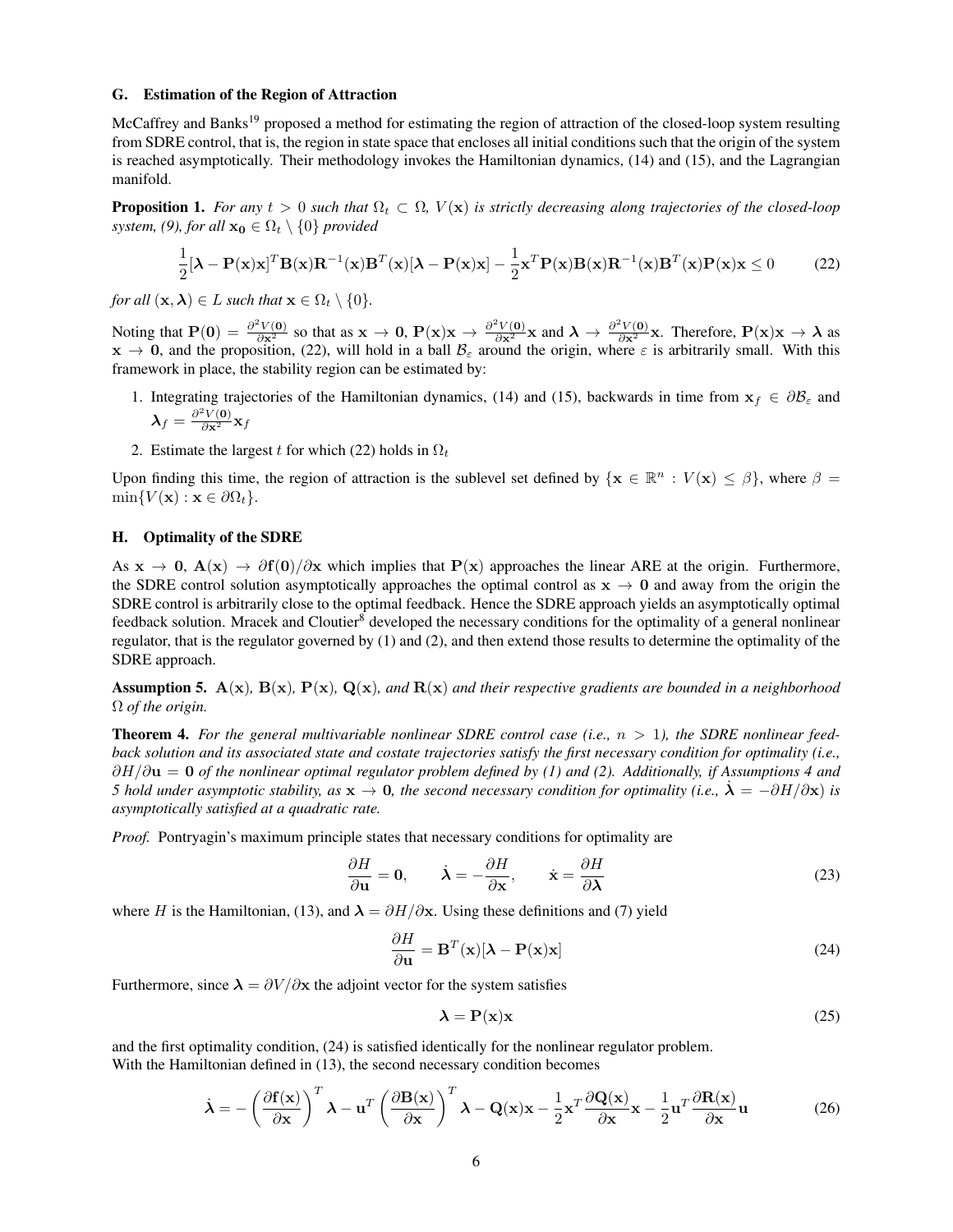### G. Estimation of the Region of Attraction

McCaffrey and Banks[19] proposed a method for estimating the region of attraction of the closed-loop system resulting from SDRE control, that is, the region in state space that encloses all initial conditions such that the origin of the system is reached asymptotically. Their methodology invokes the Hamiltonian dynamics, (14) and (15), and the Lagrangian manifold.

**Proposition 1.** *For any $t > 0$ such that $\Omega_t \subset \Omega$, $V(\mathbf{x})$ is strictly decreasing along trajectories of the closed-loop system, (9), for all $\mathbf{x_0} \in \Omega_t \setminus \{0\}$ provided*

$$\frac{1}{2}[\boldsymbol{\lambda} - \mathbf{P}(\mathbf{x})\mathbf{x}]^T \mathbf{B}(\mathbf{x})\mathbf{R}^{-1}(\mathbf{x})\mathbf{B}^T(\mathbf{x})[\boldsymbol{\lambda} - \mathbf{P}(\mathbf{x})\mathbf{x}] - \frac{1}{2}\mathbf{x}^T \mathbf{P}(\mathbf{x})\mathbf{B}(\mathbf{x})\mathbf{R}^{-1}(\mathbf{x})\mathbf{B}^T(\mathbf{x})\mathbf{P}(\mathbf{x})\mathbf{x} \leq 0 \tag{22}$$

*for all $(\mathbf{x}, \boldsymbol{\lambda}) \in L$ such that $\mathbf{x} \in \Omega_t \setminus \{0\}$.*

Noting that $\mathbf{P}(\mathbf{0}) = \frac{\partial^2 V(\mathbf{0})}{\partial \mathbf{x}^2}$ so that as $\mathbf{x} \to \mathbf{0}$, $\mathbf{P}(\mathbf{x})\mathbf{x} \to \frac{\partial^2 V(\mathbf{0})}{\partial \mathbf{x}^2}\mathbf{x}$ and $\boldsymbol{\lambda} \to \frac{\partial^2 V(\mathbf{0})}{\partial \mathbf{x}^2}\mathbf{x}$. Therefore, $\mathbf{P}(\mathbf{x})\mathbf{x} \to \boldsymbol{\lambda}$ as $\mathbf{x} \to \mathbf{0}$, and the proposition, (22), will hold in a ball $\mathcal{B}_\varepsilon$ around the origin, where $\varepsilon$ is arbitrarily small. With this framework in place, the stability region can be estimated by:

1. Integrating trajectories of the Hamiltonian dynamics, (14) and (15), backwards in time from $\mathbf{x}_f \in \partial\mathcal{B}_\varepsilon$ and $\boldsymbol{\lambda}_f = \frac{\partial^2 V(\mathbf{0})}{\partial \mathbf{x}^2}\mathbf{x}_f$
2. Estimate the largest $t$ for which (22) holds in $\Omega_t$

Upon finding this time, the region of attraction is the sublevel set defined by $\{\mathbf{x} \in \mathbb{R}^n : V(\mathbf{x}) \leq \beta\}$, where $\beta = \min\{V(\mathbf{x}) : \mathbf{x} \in \partial\Omega_t\}$.

### H. Optimality of the SDRE

As $\mathbf{x} \to \mathbf{0}$, $\mathbf{A}(\mathbf{x}) \to \partial\mathbf{f}(\mathbf{0})/\partial\mathbf{x}$ which implies that $\mathbf{P}(\mathbf{x})$ approaches the linear ARE at the origin. Furthermore, the SDRE control solution asymptotically approaches the optimal control as $\mathbf{x} \to \mathbf{0}$ and away from the origin the SDRE control is arbitrarily close to the optimal feedback. Hence the SDRE approach yields an asymptotically optimal feedback solution. Mracek and Cloutier[8] developed the necessary conditions for the optimality of a general nonlinear regulator, that is the regulator governed by (1) and (2), and then extend those results to determine the optimality of the SDRE approach.

**Assumption 5.** *$\mathbf{A}(\mathbf{x})$, $\mathbf{B}(\mathbf{x})$, $\mathbf{P}(\mathbf{x})$, $\mathbf{Q}(\mathbf{x})$, and $\mathbf{R}(\mathbf{x})$ and their respective gradients are bounded in a neighborhood $\Omega$ of the origin.*

**Theorem 4.** *For the general multivariable nonlinear SDRE control case (i.e., $n > 1$), the SDRE nonlinear feedback solution and its associated state and costate trajectories satisfy the first necessary condition for optimality (i.e., $\partial H/\partial\mathbf{u} = \mathbf{0}$ of the nonlinear optimal regulator problem defined by (1) and (2). Additionally, if Assumptions 4 and 5 hold under asymptotic stability, as $\mathbf{x} \to \mathbf{0}$, the second necessary condition for optimality (i.e., $\dot{\boldsymbol{\lambda}} = -\partial H/\partial\mathbf{x}$) is asymptotically satisfied at a quadratic rate.*

*Proof.* Pontryagin's maximum principle states that necessary conditions for optimality are

$$\frac{\partial H}{\partial \mathbf{u}} = \mathbf{0}, \qquad \dot{\boldsymbol{\lambda}} = -\frac{\partial H}{\partial \mathbf{x}}, \qquad \dot{\mathbf{x}} = \frac{\partial H}{\partial \boldsymbol{\lambda}} \tag{23}$$

where $H$ is the Hamiltonian, (13), and $\boldsymbol{\lambda} = \partial H/\partial\mathbf{x}$. Using these definitions and (7) yield

$$\frac{\partial H}{\partial \mathbf{u}} = \mathbf{B}^T(\mathbf{x})[\boldsymbol{\lambda} - \mathbf{P}(\mathbf{x})\mathbf{x}] \tag{24}$$

Furthermore, since $\boldsymbol{\lambda} = \partial V/\partial\mathbf{x}$ the adjoint vector for the system satisfies

$$\boldsymbol{\lambda} = \mathbf{P}(\mathbf{x})\mathbf{x} \tag{25}$$

and the first optimality condition, (24) is satisfied identically for the nonlinear regulator problem.
With the Hamiltonian defined in (13), the second necessary condition becomes

$$\dot{\boldsymbol{\lambda}} = -\left(\frac{\partial \mathbf{f}(\mathbf{x})}{\partial \mathbf{x}}\right)^T \boldsymbol{\lambda} - \mathbf{u}^T \left(\frac{\partial \mathbf{B}(\mathbf{x})}{\partial \mathbf{x}}\right)^T \boldsymbol{\lambda} - \mathbf{Q}(\mathbf{x})\mathbf{x} - \frac{1}{2}\mathbf{x}^T \frac{\partial \mathbf{Q}(\mathbf{x})}{\partial \mathbf{x}}\mathbf{x} - \frac{1}{2}\mathbf{u}^T \frac{\partial \mathbf{R}(\mathbf{x})}{\partial \mathbf{x}}\mathbf{u} \tag{26}$$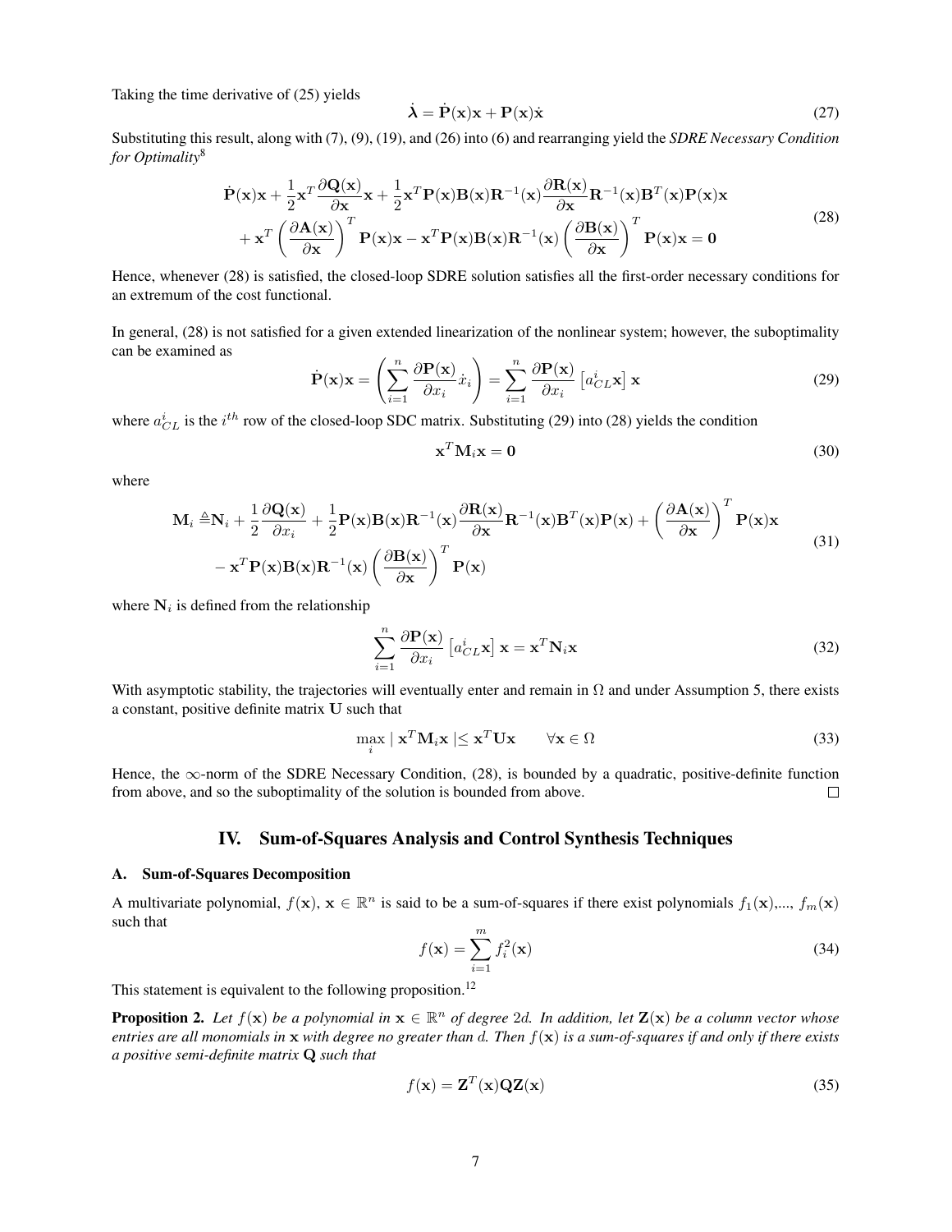Taking the time derivative of (25) yields

$$\dot{\boldsymbol{\lambda}} = \dot{\mathbf{P}}(\mathbf{x})\mathbf{x} + \mathbf{P}(\mathbf{x})\dot{\mathbf{x}} \tag{27}$$

Substituting this result, along with (7), (9), (19), and (26) into (6) and rearranging yield the *SDRE Necessary Condition for Optimality*[8]

$$\begin{aligned}
&\dot{\mathbf{P}}(\mathbf{x})\mathbf{x} + \frac{1}{2}\mathbf{x}^T\frac{\partial \mathbf{Q}(\mathbf{x})}{\partial \mathbf{x}}\mathbf{x} + \frac{1}{2}\mathbf{x}^T\mathbf{P}(\mathbf{x})\mathbf{B}(\mathbf{x})\mathbf{R}^{-1}(\mathbf{x})\frac{\partial \mathbf{R}(\mathbf{x})}{\partial \mathbf{x}}\mathbf{R}^{-1}(\mathbf{x})\mathbf{B}^T(\mathbf{x})\mathbf{P}(\mathbf{x})\mathbf{x} \\
&+ \mathbf{x}^T\left(\frac{\partial \mathbf{A}(\mathbf{x})}{\partial \mathbf{x}}\right)^T\mathbf{P}(\mathbf{x})\mathbf{x} - \mathbf{x}^T\mathbf{P}(\mathbf{x})\mathbf{B}(\mathbf{x})\mathbf{R}^{-1}(\mathbf{x})\left(\frac{\partial \mathbf{B}(\mathbf{x})}{\partial \mathbf{x}}\right)^T\mathbf{P}(\mathbf{x})\mathbf{x} = \mathbf{0}
\end{aligned} \tag{28}$$

Hence, whenever (28) is satisfied, the closed-loop SDRE solution satisfies all the first-order necessary conditions for an extremum of the cost functional.

In general, (28) is not satisfied for a given extended linearization of the nonlinear system; however, the suboptimality can be examined as

$$\dot{\mathbf{P}}(\mathbf{x})\mathbf{x} = \left(\sum_{i=1}^{n}\frac{\partial \mathbf{P}(\mathbf{x})}{\partial x_i}\dot{x}_i\right) = \sum_{i=1}^{n}\frac{\partial \mathbf{P}(\mathbf{x})}{\partial x_i}\left[a_{CL}^i\mathbf{x}\right]\mathbf{x} \tag{29}$$

where $a_{CL}^i$ is the $i^{th}$ row of the closed-loop SDC matrix. Substituting (29) into (28) yields the condition

$$\mathbf{x}^T\mathbf{M}_i\mathbf{x} = \mathbf{0} \tag{30}$$

where

$$\begin{aligned}
\mathbf{M}_i \triangleq &\mathbf{N}_i + \frac{1}{2}\frac{\partial \mathbf{Q}(\mathbf{x})}{\partial x_i} + \frac{1}{2}\mathbf{P}(\mathbf{x})\mathbf{B}(\mathbf{x})\mathbf{R}^{-1}(\mathbf{x})\frac{\partial \mathbf{R}(\mathbf{x})}{\partial \mathbf{x}}\mathbf{R}^{-1}(\mathbf{x})\mathbf{B}^T(\mathbf{x})\mathbf{P}(\mathbf{x}) + \left(\frac{\partial \mathbf{A}(\mathbf{x})}{\partial \mathbf{x}}\right)^T\mathbf{P}(\mathbf{x})\mathbf{x} \\
&- \mathbf{x}^T\mathbf{P}(\mathbf{x})\mathbf{B}(\mathbf{x})\mathbf{R}^{-1}(\mathbf{x})\left(\frac{\partial \mathbf{B}(\mathbf{x})}{\partial \mathbf{x}}\right)^T\mathbf{P}(\mathbf{x})
\end{aligned} \tag{31}$$

where $\mathbf{N}_i$ is defined from the relationship

$$\sum_{i=1}^{n}\frac{\partial \mathbf{P}(\mathbf{x})}{\partial x_i}\left[a_{CL}^i\mathbf{x}\right]\mathbf{x} = \mathbf{x}^T\mathbf{N}_i\mathbf{x} \tag{32}$$

With asymptotic stability, the trajectories will eventually enter and remain in $\Omega$ and under Assumption 5, there exists a constant, positive definite matrix $\mathbf{U}$ such that

$$\max_i \mid \mathbf{x}^T\mathbf{M}_i\mathbf{x} \mid \leq \mathbf{x}^T\mathbf{U}\mathbf{x} \qquad \forall \mathbf{x} \in \Omega \tag{33}$$

Hence, the $\infty$-norm of the SDRE Necessary Condition, (28), is bounded by a quadratic, positive-definite function from above, and so the suboptimality of the solution is bounded from above. □

## IV. Sum-of-Squares Analysis and Control Synthesis Techniques

### A. Sum-of-Squares Decomposition

A multivariate polynomial, $f(\mathbf{x})$, $\mathbf{x} \in \mathbb{R}^n$ is said to be a sum-of-squares if there exist polynomials $f_1(\mathbf{x})$,..., $f_m(\mathbf{x})$ such that

$$f(\mathbf{x}) = \sum_{i=1}^{m} f_i^2(\mathbf{x}) \tag{34}$$

This statement is equivalent to the following proposition.[12]

**Proposition 2.** *Let $f(\mathbf{x})$ be a polynomial in $\mathbf{x} \in \mathbb{R}^n$ of degree $2d$. In addition, let $\mathbf{Z}(\mathbf{x})$ be a column vector whose entries are all monomials in $\mathbf{x}$ with degree no greater than $d$. Then $f(\mathbf{x})$ is a sum-of-squares if and only if there exists a positive semi-definite matrix $\mathbf{Q}$ such that*

$$f(\mathbf{x}) = \mathbf{Z}^T(\mathbf{x})\mathbf{Q}\mathbf{Z}(\mathbf{x}) \tag{35}$$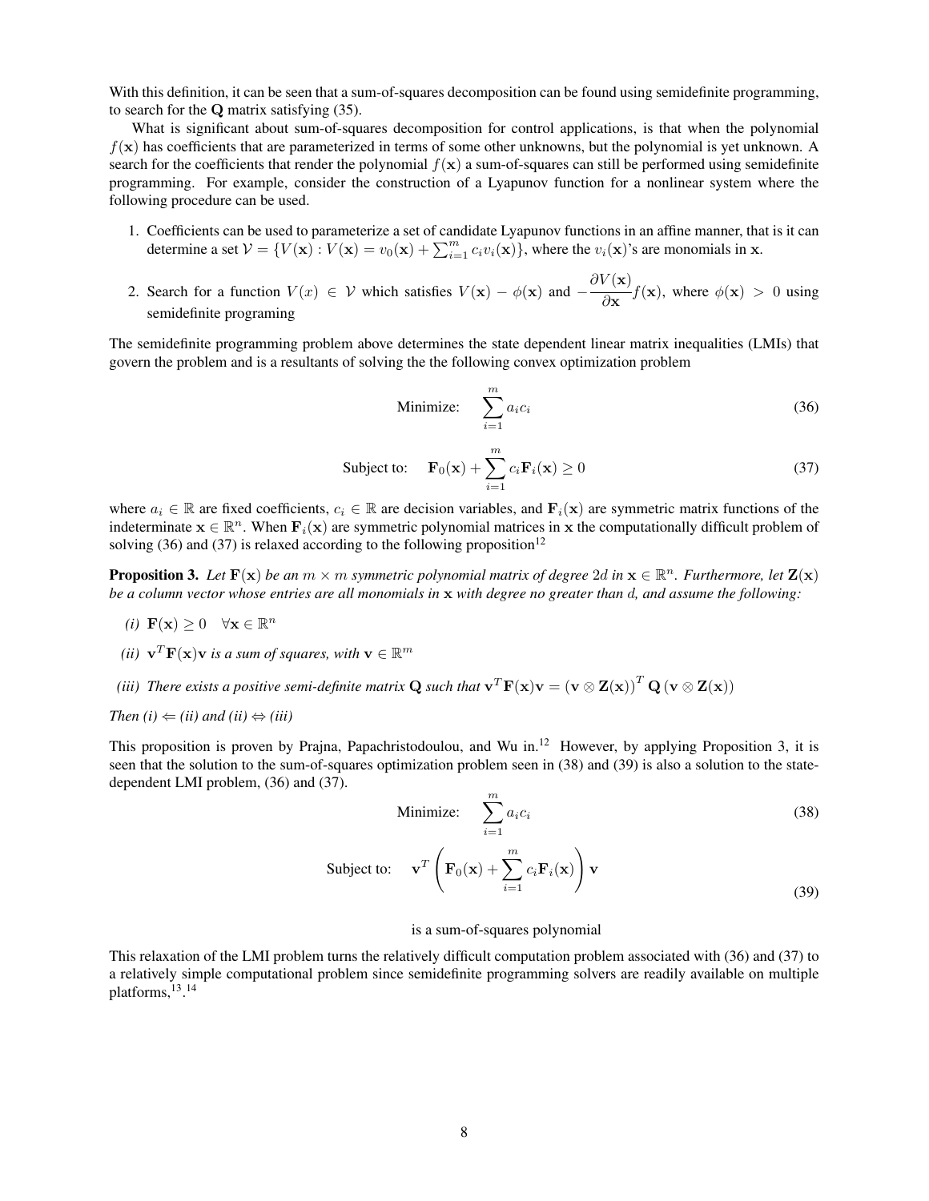With this definition, it can be seen that a sum-of-squares decomposition can be found using semidefinite programming, to search for the $\mathbf{Q}$ matrix satisfying (35).

What is significant about sum-of-squares decomposition for control applications, is that when the polynomial $f(\mathbf{x})$ has coefficients that are parameterized in terms of some other unknowns, but the polynomial is yet unknown. A search for the coefficients that render the polynomial $f(\mathbf{x})$ a sum-of-squares can still be performed using semidefinite programming. For example, consider the construction of a Lyapunov function for a nonlinear system where the following procedure can be used.

1. Coefficients can be used to parameterize a set of candidate Lyapunov functions in an affine manner, that is it can determine a set $\mathcal{V} = \{V(\mathbf{x}) : V(\mathbf{x}) = v_0(\mathbf{x}) + \sum_{i=1}^{m} c_i v_i(\mathbf{x})\}$, where the $v_i(\mathbf{x})$'s are monomials in $\mathbf{x}$.
2. Search for a function $V(x) \in \mathcal{V}$ which satisfies $V(\mathbf{x}) - \phi(\mathbf{x})$ and $-\dfrac{\partial V(\mathbf{x})}{\partial \mathbf{x}} f(\mathbf{x})$, where $\phi(\mathbf{x}) > 0$ using semidefinite programing

The semidefinite programming problem above determines the state dependent linear matrix inequalities (LMIs) that govern the problem and is a resultants of solving the the following convex optimization problem

$$\text{Minimize:} \quad \sum_{i=1}^{m} a_i c_i \tag{36}$$

$$\text{Subject to:} \quad \mathbf{F}_0(\mathbf{x}) + \sum_{i=1}^{m} c_i \mathbf{F}_i(\mathbf{x}) \geq 0 \tag{37}$$

where $a_i \in \mathbb{R}$ are fixed coefficients, $c_i \in \mathbb{R}$ are decision variables, and $\mathbf{F}_i(\mathbf{x})$ are symmetric matrix functions of the indeterminate $\mathbf{x} \in \mathbb{R}^n$. When $\mathbf{F}_i(\mathbf{x})$ are symmetric polynomial matrices in $\mathbf{x}$ the computationally difficult problem of solving (36) and (37) is relaxed according to the following proposition[12]

**Proposition 3.** *Let $\mathbf{F}(\mathbf{x})$ be an $m \times m$ symmetric polynomial matrix of degree $2d$ in $\mathbf{x} \in \mathbb{R}^n$. Furthermore, let $\mathbf{Z}(\mathbf{x})$ be a column vector whose entries are all monomials in $\mathbf{x}$ with degree no greater than $d$, and assume the following:*

*(i)* $\mathbf{F}(\mathbf{x}) \geq 0 \quad \forall \mathbf{x} \in \mathbb{R}^n$

*(ii)* $\mathbf{v}^T \mathbf{F}(\mathbf{x}) \mathbf{v}$ *is a sum of squares, with* $\mathbf{v} \in \mathbb{R}^m$

*(iii) There exists a positive semi-definite matrix $\mathbf{Q}$ such that* $\mathbf{v}^T \mathbf{F}(\mathbf{x}) \mathbf{v} = (\mathbf{v} \otimes \mathbf{Z}(\mathbf{x}))^T \mathbf{Q} (\mathbf{v} \otimes \mathbf{Z}(\mathbf{x}))$

*Then (i) $\Leftarrow$ (ii) and (ii) $\Leftrightarrow$ (iii)*

This proposition is proven by Prajna, Papachristodoulou, and Wu in.[12] However, by applying Proposition 3, it is seen that the solution to the sum-of-squares optimization problem seen in (38) and (39) is also a solution to the state-dependent LMI problem, (36) and (37).

$$\text{Minimize:} \quad \sum_{i=1}^{m} a_i c_i \tag{38}$$

$$\text{Subject to:} \quad \mathbf{v}^T \left( \mathbf{F}_0(\mathbf{x}) + \sum_{i=1}^{m} c_i \mathbf{F}_i(\mathbf{x}) \right) \mathbf{v} \tag{39}$$

is a sum-of-squares polynomial

This relaxation of the LMI problem turns the relatively difficult computation problem associated with (36) and (37) to a relatively simple computational problem since semidefinite programming solvers are readily available on multiple platforms,[13].[14]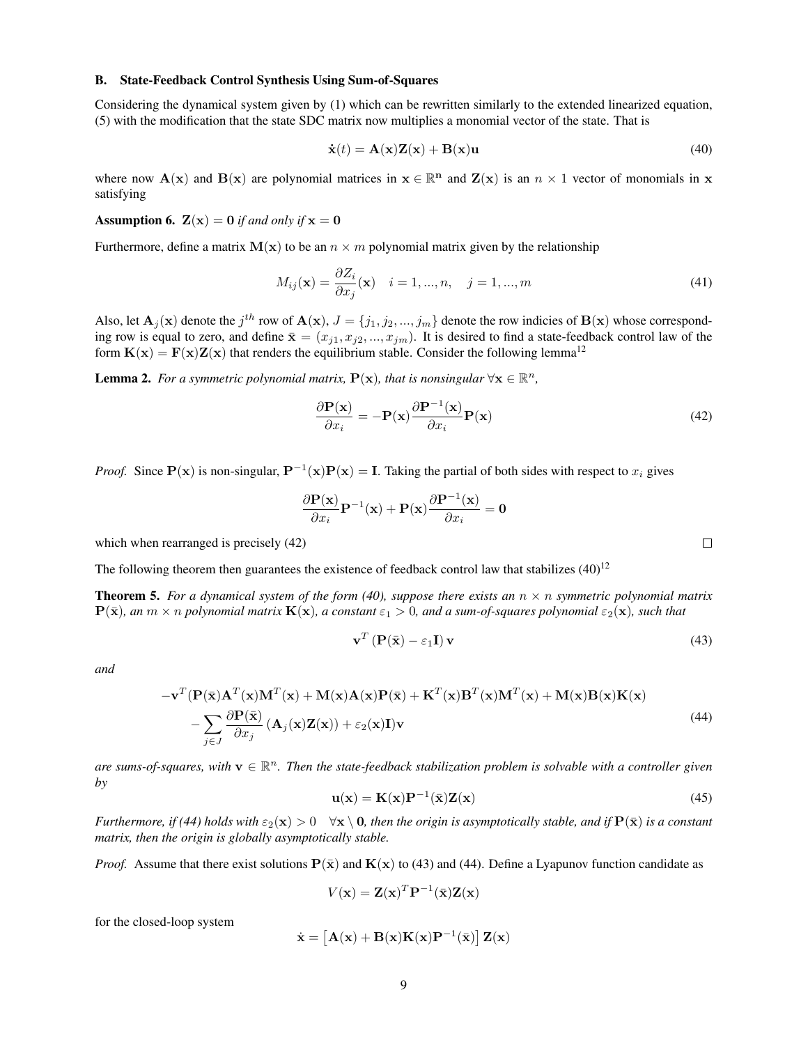### B. State-Feedback Control Synthesis Using Sum-of-Squares

Considering the dynamical system given by (1) which can be rewritten similarly to the extended linearized equation, (5) with the modification that the state SDC matrix now multiplies a monomial vector of the state. That is

$$\dot{\mathbf{x}}(t) = \mathbf{A}(\mathbf{x})\mathbf{Z}(\mathbf{x}) + \mathbf{B}(\mathbf{x})\mathbf{u} \tag{40}$$

where now $\mathbf{A}(\mathbf{x})$ and $\mathbf{B}(\mathbf{x})$ are polynomial matrices in $\mathbf{x} \in \mathbb{R}^{\mathbf{n}}$ and $\mathbf{Z}(\mathbf{x})$ is an $n \times 1$ vector of monomials in $\mathbf{x}$ satisfying

**Assumption 6.** *$\mathbf{Z}(\mathbf{x}) = \mathbf{0}$ if and only if $\mathbf{x} = \mathbf{0}$*

Furthermore, define a matrix $\mathbf{M}(\mathbf{x})$ to be an $n \times m$ polynomial matrix given by the relationship

$$M_{ij}(\mathbf{x}) = \frac{\partial Z_i}{\partial x_j}(\mathbf{x}) \quad i = 1, ..., n, \quad j = 1, ..., m \tag{41}$$

Also, let $\mathbf{A}_j(\mathbf{x})$ denote the $j^{th}$ row of $\mathbf{A}(\mathbf{x})$, $J = \{j_1, j_2, ..., j_m\}$ denote the row indicies of $\mathbf{B}(\mathbf{x})$ whose corresponding row is equal to zero, and define $\bar{\mathbf{x}} = (x_{j1}, x_{j2}, ..., x_{jm})$. It is desired to find a state-feedback control law of the form $\mathbf{K}(\mathbf{x}) = \mathbf{F}(\mathbf{x})\mathbf{Z}(\mathbf{x})$ that renders the equilibrium stable. Consider the following lemma[12]

**Lemma 2.** *For a symmetric polynomial matrix, $\mathbf{P}(\mathbf{x})$, that is nonsingular $\forall \mathbf{x} \in \mathbb{R}^n$,*

$$\frac{\partial \mathbf{P}(\mathbf{x})}{\partial x_i} = -\mathbf{P}(\mathbf{x})\frac{\partial \mathbf{P}^{-1}(\mathbf{x})}{\partial x_i}\mathbf{P}(\mathbf{x}) \tag{42}$$

*Proof.* Since $\mathbf{P}(\mathbf{x})$ is non-singular, $\mathbf{P}^{-1}(\mathbf{x})\mathbf{P}(\mathbf{x}) = \mathbf{I}$. Taking the partial of both sides with respect to $x_i$ gives

$$\frac{\partial \mathbf{P}(\mathbf{x})}{\partial x_i}\mathbf{P}^{-1}(\mathbf{x}) + \mathbf{P}(\mathbf{x})\frac{\partial \mathbf{P}^{-1}(\mathbf{x})}{\partial x_i} = \mathbf{0}$$

which when rearranged is precisely (42) □

The following theorem then guarantees the existence of feedback control law that stabilizes (40)[12]

**Theorem 5.** *For a dynamical system of the form (40), suppose there exists an $n \times n$ symmetric polynomial matrix $\mathbf{P}(\bar{\mathbf{x}})$, an $m \times n$ polynomial matrix $\mathbf{K}(\mathbf{x})$, a constant $\varepsilon_1 > 0$, and a sum-of-squares polynomial $\varepsilon_2(\mathbf{x})$, such that*

$$\mathbf{v}^T\left(\mathbf{P}(\bar{\mathbf{x}}) - \varepsilon_1 \mathbf{I}\right)\mathbf{v} \tag{43}$$

*and*

$$\begin{aligned} -\mathbf{v}^T(&\mathbf{P}(\bar{\mathbf{x}})\mathbf{A}^T(\mathbf{x})\mathbf{M}^T(\mathbf{x}) + \mathbf{M}(\mathbf{x})\mathbf{A}(\mathbf{x})\mathbf{P}(\bar{\mathbf{x}}) + \mathbf{K}^T(\mathbf{x})\mathbf{B}^T(\mathbf{x})\mathbf{M}^T(\mathbf{x}) + \mathbf{M}(\mathbf{x})\mathbf{B}(\mathbf{x})\mathbf{K}(\mathbf{x}) \\ &- \sum_{j \in J} \frac{\partial \mathbf{P}(\bar{\mathbf{x}})}{\partial x_j}\left(\mathbf{A}_j(\mathbf{x})\mathbf{Z}(\mathbf{x})\right) + \varepsilon_2(\mathbf{x})\mathbf{I})\mathbf{v} \end{aligned} \tag{44}$$

*are sums-of-squares, with $\mathbf{v} \in \mathbb{R}^n$. Then the state-feedback stabilization problem is solvable with a controller given by*

$$\mathbf{u}(\mathbf{x}) = \mathbf{K}(\mathbf{x})\mathbf{P}^{-1}(\bar{\mathbf{x}})\mathbf{Z}(\mathbf{x}) \tag{45}$$

*Furthermore, if (44) holds with $\varepsilon_2(\mathbf{x}) > 0 \quad \forall \mathbf{x} \setminus \mathbf{0}$, then the origin is asymptotically stable, and if $\mathbf{P}(\bar{\mathbf{x}})$ is a constant matrix, then the origin is globally asymptotically stable.*

*Proof.* Assume that there exist solutions $\mathbf{P}(\bar{\mathbf{x}})$ and $\mathbf{K}(\mathbf{x})$ to (43) and (44). Define a Lyapunov function candidate as

$$V(\mathbf{x}) = \mathbf{Z}(\mathbf{x})^T\mathbf{P}^{-1}(\bar{\mathbf{x}})\mathbf{Z}(\mathbf{x})$$

for the closed-loop system

$$\dot{\mathbf{x}} = \left[\mathbf{A}(\mathbf{x}) + \mathbf{B}(\mathbf{x})\mathbf{K}(\mathbf{x})\mathbf{P}^{-1}(\bar{\mathbf{x}})\right]\mathbf{Z}(\mathbf{x})$$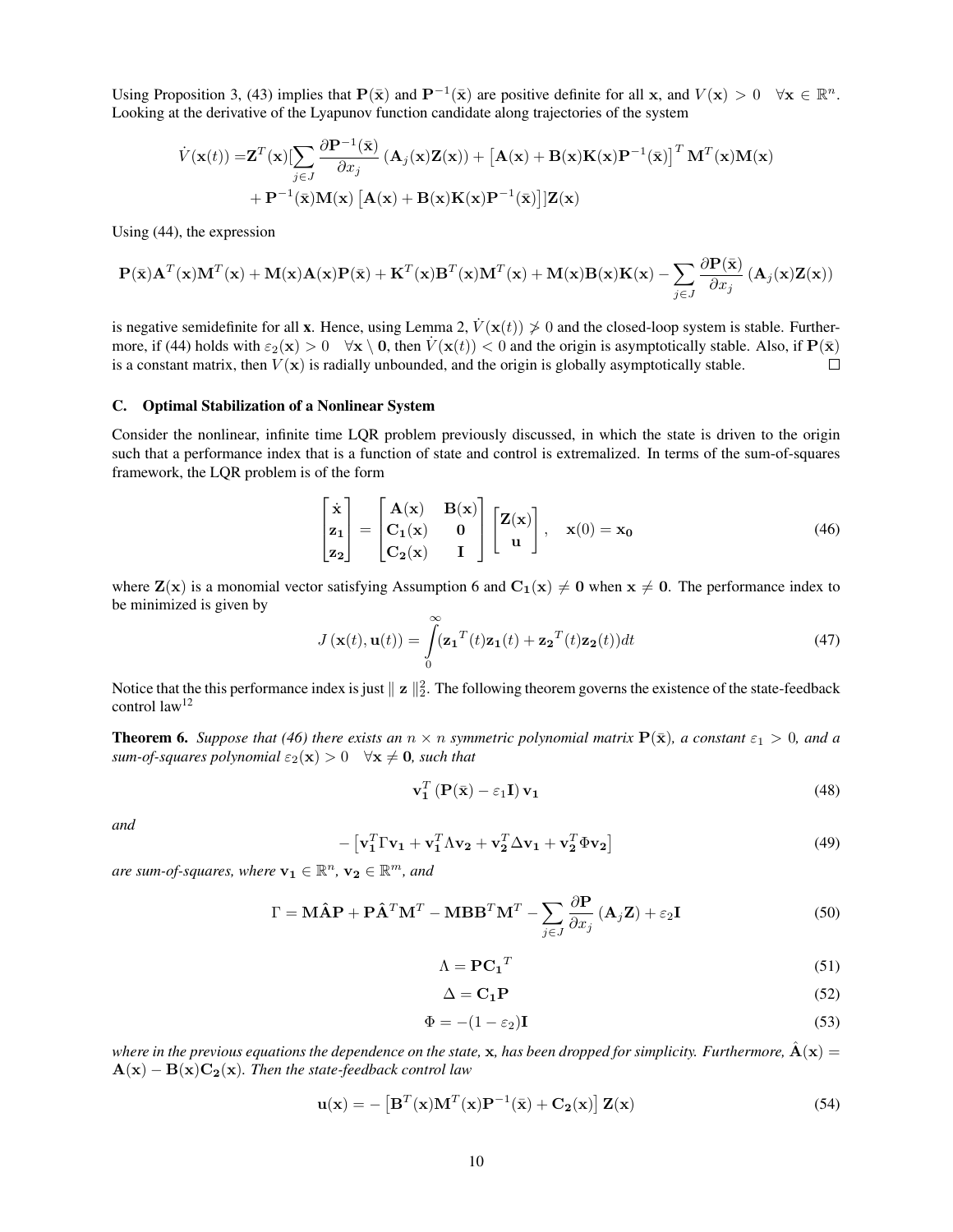Using Proposition 3, (43) implies that $\mathbf{P}(\bar{\mathbf{x}})$ and $\mathbf{P}^{-1}(\bar{\mathbf{x}})$ are positive definite for all $\mathbf{x}$, and $V(\mathbf{x}) > 0 \quad \forall \mathbf{x} \in \mathbb{R}^n$. Looking at the derivative of the Lyapunov function candidate along trajectories of the system

$$
\begin{aligned}
\dot{V}(\mathbf{x}(t)) =& \mathbf{Z}^T(\mathbf{x})[\sum_{j \in J} \frac{\partial \mathbf{P}^{-1}(\bar{\mathbf{x}})}{\partial x_j} \left(\mathbf{A}_j(\mathbf{x})\mathbf{Z}(\mathbf{x})\right) + \left[\mathbf{A}(\mathbf{x}) + \mathbf{B}(\mathbf{x})\mathbf{K}(\mathbf{x})\mathbf{P}^{-1}(\bar{\mathbf{x}})\right]^T \mathbf{M}^T(\mathbf{x})\mathbf{M}(\mathbf{x}) \\
&+ \mathbf{P}^{-1}(\bar{\mathbf{x}})\mathbf{M}(\mathbf{x})\left[\mathbf{A}(\mathbf{x}) + \mathbf{B}(\mathbf{x})\mathbf{K}(\mathbf{x})\mathbf{P}^{-1}(\bar{\mathbf{x}})\right]]\mathbf{Z}(\mathbf{x})
\end{aligned}
$$

Using (44), the expression

$$
\mathbf{P}(\bar{\mathbf{x}})\mathbf{A}^T(\mathbf{x})\mathbf{M}^T(\mathbf{x}) + \mathbf{M}(\mathbf{x})\mathbf{A}(\mathbf{x})\mathbf{P}(\bar{\mathbf{x}}) + \mathbf{K}^T(\mathbf{x})\mathbf{B}^T(\mathbf{x})\mathbf{M}^T(\mathbf{x}) + \mathbf{M}(\mathbf{x})\mathbf{B}(\mathbf{x})\mathbf{K}(\mathbf{x}) - \sum_{j \in J} \frac{\partial \mathbf{P}(\bar{\mathbf{x}})}{\partial x_j} \left(\mathbf{A}_j(\mathbf{x})\mathbf{Z}(\mathbf{x})\right)
$$

is negative semidefinite for all $\mathbf{x}$. Hence, using Lemma 2, $\dot{V}(\mathbf{x}(t)) \ngtr 0$ and the closed-loop system is stable. Furthermore, if (44) holds with $\varepsilon_2(\mathbf{x}) > 0 \quad \forall \mathbf{x} \setminus \mathbf{0}$, then $\dot{V}(\mathbf{x}(t)) < 0$ and the origin is asymptotically stable. Also, if $\mathbf{P}(\bar{\mathbf{x}})$ is a constant matrix, then $V(\mathbf{x})$ is radially unbounded, and the origin is globally asymptotically stable. □

### C. Optimal Stabilization of a Nonlinear System

Consider the nonlinear, infinite time LQR problem previously discussed, in which the state is driven to the origin such that a performance index that is a function of state and control is extremalized. In terms of the sum-of-squares framework, the LQR problem is of the form

$$
\begin{bmatrix} \dot{\mathbf{x}} \\ \mathbf{z_1} \\ \mathbf{z_2} \end{bmatrix} = \begin{bmatrix} \mathbf{A}(\mathbf{x}) & \mathbf{B}(\mathbf{x}) \\ \mathbf{C_1}(\mathbf{x}) & \mathbf{0} \\ \mathbf{C_2}(\mathbf{x}) & \mathbf{I} \end{bmatrix} \begin{bmatrix} \mathbf{Z}(\mathbf{x}) \\ \mathbf{u} \end{bmatrix}, \quad \mathbf{x}(0) = \mathbf{x_0} \tag{46}
$$

where $\mathbf{Z}(\mathbf{x})$ is a monomial vector satisfying Assumption 6 and $\mathbf{C_1}(\mathbf{x}) \neq \mathbf{0}$ when $\mathbf{x} \neq \mathbf{0}$. The performance index to be minimized is given by

$$
J\left(\mathbf{x}(t), \mathbf{u}(t)\right) = \int_0^\infty (\mathbf{z_1}^T(t)\mathbf{z_1}(t) + \mathbf{z_2}^T(t)\mathbf{z_2}(t))dt \tag{47}
$$

Notice that the this performance index is just $\| \mathbf{z} \|_2^2$. The following theorem governs the existence of the state-feedback control law[12]

**Theorem 6.** *Suppose that (46) there exists an $n \times n$ symmetric polynomial matrix $\mathbf{P}(\bar{\mathbf{x}})$, a constant $\varepsilon_1 > 0$, and a sum-of-squares polynomial $\varepsilon_2(\mathbf{x}) > 0 \quad \forall \mathbf{x} \neq \mathbf{0}$, such that*

$$
\mathbf{v_1}^T \left(\mathbf{P}(\bar{\mathbf{x}}) - \varepsilon_1 \mathbf{I}\right) \mathbf{v_1} \tag{48}
$$

*and*

$$
-\left[\mathbf{v_1}^T \Gamma \mathbf{v_1} + \mathbf{v_1}^T \Lambda \mathbf{v_2} + \mathbf{v_2}^T \Delta \mathbf{v_1} + \mathbf{v_2}^T \Phi \mathbf{v_2}\right] \tag{49}
$$

*are sum-of-squares, where $\mathbf{v_1} \in \mathbb{R}^n$, $\mathbf{v_2} \in \mathbb{R}^m$, and*

$$
\Gamma = \mathbf{M}\hat{\mathbf{A}}\mathbf{P} + \mathbf{P}\hat{\mathbf{A}}^T\mathbf{M}^T - \mathbf{M}\mathbf{B}\mathbf{B}^T\mathbf{M}^T - \sum_{j \in J} \frac{\partial \mathbf{P}}{\partial x_j} \left(\mathbf{A}_j \mathbf{Z}\right) + \varepsilon_2 \mathbf{I} \tag{50}
$$

$$
\Lambda = \mathbf{P}\mathbf{C_1}^T \tag{51}
$$

$$
\Delta = \mathbf{C_1}\mathbf{P} \tag{52}
$$

$$
\Phi = -(1 - \varepsilon_2)\mathbf{I} \tag{53}
$$

*where in the previous equations the dependence on the state, $\mathbf{x}$, has been dropped for simplicity. Furthermore, $\hat{\mathbf{A}}(\mathbf{x}) = \mathbf{A}(\mathbf{x}) - \mathbf{B}(\mathbf{x})\mathbf{C_2}(\mathbf{x})$. Then the state-feedback control law*

$$
\mathbf{u}(\mathbf{x}) = -\left[\mathbf{B}^T(\mathbf{x})\mathbf{M}^T(\mathbf{x})\mathbf{P}^{-1}(\bar{\mathbf{x}}) + \mathbf{C_2}(\mathbf{x})\right]\mathbf{Z}(\mathbf{x}) \tag{54}
$$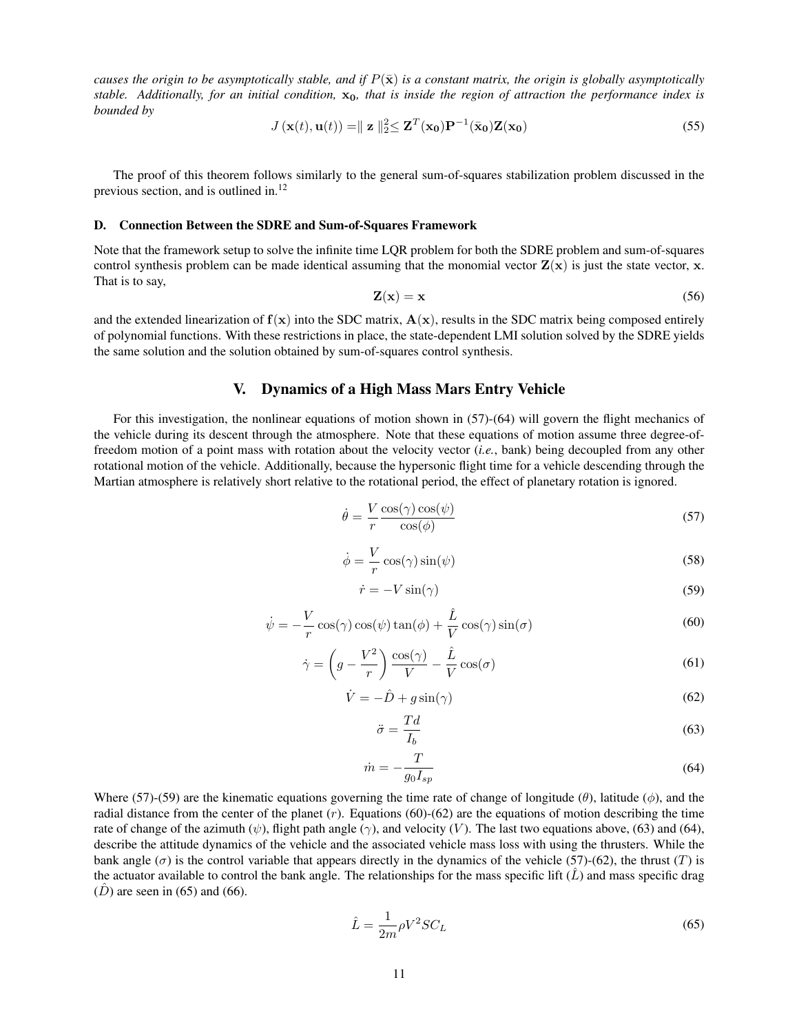*causes the origin to be asymptotically stable, and if $P(\bar{\mathbf{x}})$ is a constant matrix, the origin is globally asymptotically stable. Additionally, for an initial condition, $\mathbf{x_0}$, that is inside the region of attraction the performance index is bounded by*

$$J\left(\mathbf{x}(t), \mathbf{u}(t)\right) = \parallel \mathbf{z} \parallel_2^2 \leq \mathbf{Z}^T(\mathbf{x_0})\mathbf{P}^{-1}(\bar{\mathbf{x}}_\mathbf{0})\mathbf{Z}(\mathbf{x_0}) \tag{55}$$

The proof of this theorem follows similarly to the general sum-of-squares stabilization problem discussed in the previous section, and is outlined in.[12]

### D. Connection Between the SDRE and Sum-of-Squares Framework

Note that the framework setup to solve the infinite time LQR problem for both the SDRE problem and sum-of-squares control synthesis problem can be made identical assuming that the monomial vector $\mathbf{Z}(\mathbf{x})$ is just the state vector, $\mathbf{x}$. That is to say,

$$\mathbf{Z}(\mathbf{x}) = \mathbf{x} \tag{56}$$

and the extended linearization of $\mathbf{f}(\mathbf{x})$ into the SDC matrix, $\mathbf{A}(\mathbf{x})$, results in the SDC matrix being composed entirely of polynomial functions. With these restrictions in place, the state-dependent LMI solution solved by the SDRE yields the same solution and the solution obtained by sum-of-squares control synthesis.

## V. Dynamics of a High Mass Mars Entry Vehicle

For this investigation, the nonlinear equations of motion shown in (57)-(64) will govern the flight mechanics of the vehicle during its descent through the atmosphere. Note that these equations of motion assume three degree-of-freedom motion of a point mass with rotation about the velocity vector (*i.e.*, bank) being decoupled from any other rotational motion of the vehicle. Additionally, because the hypersonic flight time for a vehicle descending through the Martian atmosphere is relatively short relative to the rotational period, the effect of planetary rotation is ignored.

$$\dot{\theta} = \frac{V}{r}\frac{\cos(\gamma)\cos(\psi)}{\cos(\phi)} \tag{57}$$

$$\dot{\phi} = \frac{V}{r}\cos(\gamma)\sin(\psi) \tag{58}$$

$$\dot{r} = -V\sin(\gamma) \tag{59}$$

$$\dot{\psi} = -\frac{V}{r}\cos(\gamma)\cos(\psi)\tan(\phi) + \frac{\hat{L}}{V}\cos(\gamma)\sin(\sigma) \tag{60}$$

$$\dot{\gamma} = \left(g - \frac{V^2}{r}\right)\frac{\cos(\gamma)}{V} - \frac{\hat{L}}{V}\cos(\sigma) \tag{61}$$

$$\dot{V} = -\hat{D} + g\sin(\gamma) \tag{62}$$

$$\ddot{\sigma} = \frac{Td}{I_b} \tag{63}$$

$$\dot{m} = -\frac{T}{g_0 I_{sp}} \tag{64}$$

Where (57)-(59) are the kinematic equations governing the time rate of change of longitude ($\theta$), latitude ($\phi$), and the radial distance from the center of the planet ($r$). Equations (60)-(62) are the equations of motion describing the time rate of change of the azimuth ($\psi$), flight path angle ($\gamma$), and velocity ($V$). The last two equations above, (63) and (64), describe the attitude dynamics of the vehicle and the associated vehicle mass loss with using the thrusters. While the bank angle ($\sigma$) is the control variable that appears directly in the dynamics of the vehicle (57)-(62), the thrust ($T$) is the actuator available to control the bank angle. The relationships for the mass specific lift ($\hat{L}$) and mass specific drag ($\hat{D}$) are seen in (65) and (66).

$$\hat{L} = \frac{1}{2m}\rho V^2 S C_L \tag{65}$$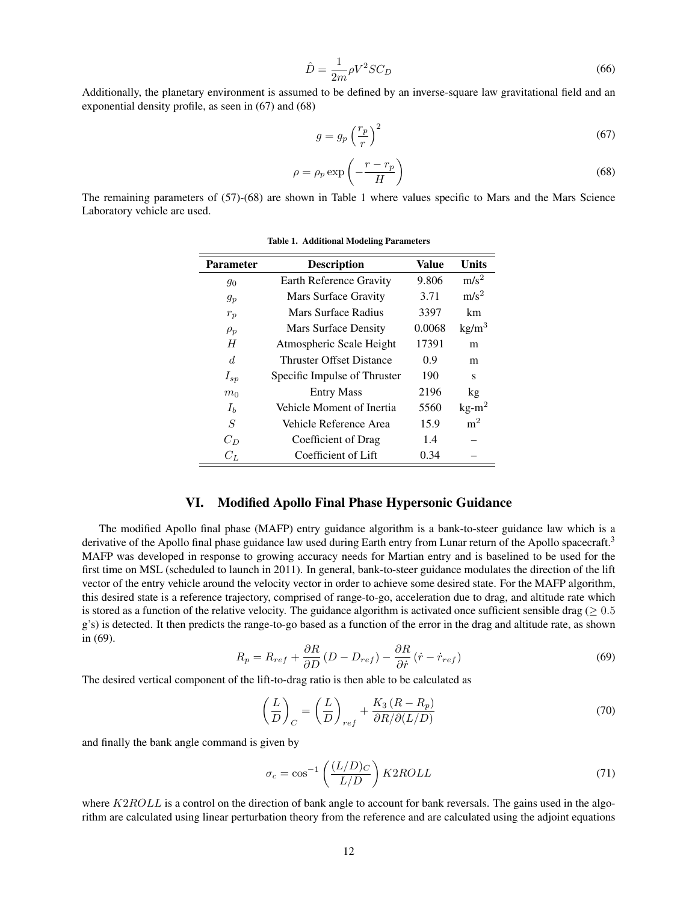$$\hat{D} = \frac{1}{2m}\rho V^2 S C_D \tag{66}$$

Additionally, the planetary environment is assumed to be defined by an inverse-square law gravitational field and an exponential density profile, as seen in (67) and (68)

$$g = g_p \left(\frac{r_p}{r}\right)^2 \tag{67}$$

$$\rho = \rho_p \exp\left(-\frac{r - r_p}{H}\right) \tag{68}$$

The remaining parameters of (57)-(68) are shown in Table 1 where values specific to Mars and the Mars Science Laboratory vehicle are used.

**Table 1. Additional Modeling Parameters**

| Parameter | Description | Value | Units |
|---|---|---|---|
| $g_0$ | Earth Reference Gravity | 9.806 | m/s$^2$ |
| $g_p$ | Mars Surface Gravity | 3.71 | m/s$^2$ |
| $r_p$ | Mars Surface Radius | 3397 | km |
| $\rho_p$ | Mars Surface Density | 0.0068 | kg/m$^3$ |
| $H$ | Atmospheric Scale Height | 17391 | m |
| $d$ | Thruster Offset Distance | 0.9 | m |
| $I_{sp}$ | Specific Impulse of Thruster | 190 | s |
| $m_0$ | Entry Mass | 2196 | kg |
| $I_b$ | Vehicle Moment of Inertia | 5560 | kg-m$^2$ |
| $S$ | Vehicle Reference Area | 15.9 | m$^2$ |
| $C_D$ | Coefficient of Drag | 1.4 | – |
| $C_L$ | Coefficient of Lift | 0.34 | – |

## VI. Modified Apollo Final Phase Hypersonic Guidance

The modified Apollo final phase (MAFP) entry guidance algorithm is a bank-to-steer guidance law which is a derivative of the Apollo final phase guidance law used during Earth entry from Lunar return of the Apollo spacecraft.[3] MAFP was developed in response to growing accuracy needs for Martian entry and is baselined to be used for the first time on MSL (scheduled to launch in 2011). In general, bank-to-steer guidance modulates the direction of the lift vector of the entry vehicle around the velocity vector in order to achieve some desired state. For the MAFP algorithm, this desired state is a reference trajectory, comprised of range-to-go, acceleration due to drag, and altitude rate which is stored as a function of the relative velocity. The guidance algorithm is activated once sufficient sensible drag ($\geq 0.5$ g's) is detected. It then predicts the range-to-go based as a function of the error in the drag and altitude rate, as shown in (69).

$$R_p = R_{ref} + \frac{\partial R}{\partial D}\left(D - D_{ref}\right) - \frac{\partial R}{\partial \dot{r}}\left(\dot{r} - \dot{r}_{ref}\right) \tag{69}$$

The desired vertical component of the lift-to-drag ratio is then able to be calculated as

$$\left(\frac{L}{D}\right)_C = \left(\frac{L}{D}\right)_{ref} + \frac{K_3\left(R - R_p\right)}{\partial R / \partial (L/D)} \tag{70}$$

and finally the bank angle command is given by

$$\sigma_c = \cos^{-1}\left(\frac{(L/D)_C}{L/D}\right) K2ROLL \tag{71}$$

where $K2ROLL$ is a control on the direction of bank angle to account for bank reversals. The gains used in the algorithm are calculated using linear perturbation theory from the reference and are calculated using the adjoint equations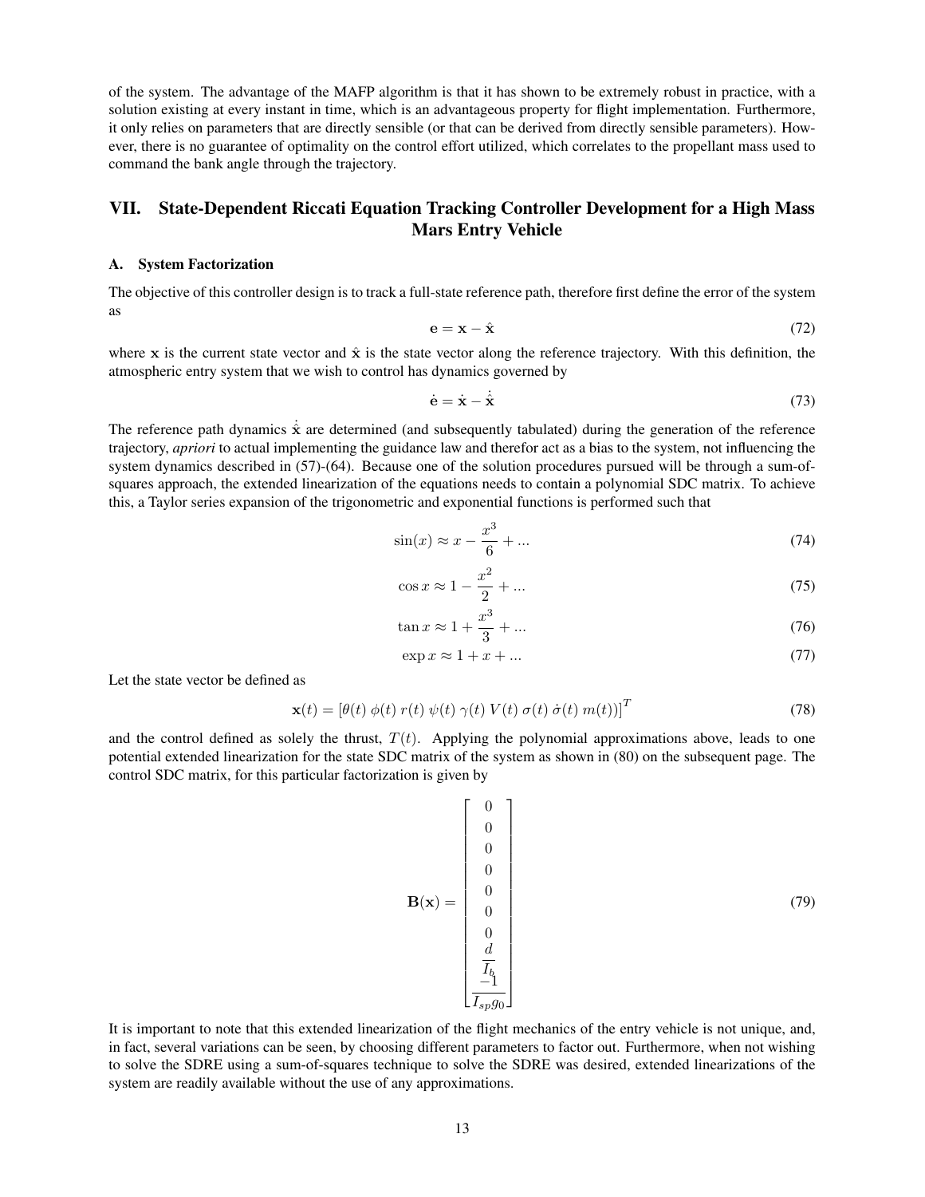of the system. The advantage of the MAFP algorithm is that it has shown to be extremely robust in practice, with a solution existing at every instant in time, which is an advantageous property for flight implementation. Furthermore, it only relies on parameters that are directly sensible (or that can be derived from directly sensible parameters). However, there is no guarantee of optimality on the control effort utilized, which correlates to the propellant mass used to command the bank angle through the trajectory.

## VII. State-Dependent Riccati Equation Tracking Controller Development for a High Mass Mars Entry Vehicle

### A. System Factorization

The objective of this controller design is to track a full-state reference path, therefore first define the error of the system as

$$\mathbf{e} = \mathbf{x} - \hat{\mathbf{x}} \tag{72}$$

where $\mathbf{x}$ is the current state vector and $\hat{\mathbf{x}}$ is the state vector along the reference trajectory. With this definition, the atmospheric entry system that we wish to control has dynamics governed by

$$\dot{\mathbf{e}} = \dot{\mathbf{x}} - \dot{\hat{\mathbf{x}}} \tag{73}$$

The reference path dynamics $\dot{\hat{\mathbf{x}}}$ are determined (and subsequently tabulated) during the generation of the reference trajectory, *apriori* to actual implementing the guidance law and therefor act as a bias to the system, not influencing the system dynamics described in (57)-(64). Because one of the solution procedures pursued will be through a sum-of-squares approach, the extended linearization of the equations needs to contain a polynomial SDC matrix. To achieve this, a Taylor series expansion of the trigonometric and exponential functions is performed such that

$$\sin(x) \approx x - \frac{x^3}{6} + ... \tag{74}$$

$$\cos x \approx 1 - \frac{x^2}{2} + ... \tag{75}$$

$$\tan x \approx 1 + \frac{x^3}{3} + ... \tag{76}$$

$$\exp x \approx 1 + x + ... \tag{77}$$

Let the state vector be defined as

$$\mathbf{x}(t) = \left[\theta(t)\ \phi(t)\ r(t)\ \psi(t)\ \gamma(t)\ V(t)\ \sigma(t)\ \dot{\sigma}(t)\ m(t)\right]^T \tag{78}$$

and the control defined as solely the thrust, $T(t)$. Applying the polynomial approximations above, leads to one potential extended linearization for the state SDC matrix of the system as shown in (80) on the subsequent page. The control SDC matrix, for this particular factorization is given by

$$\mathbf{B}(\mathbf{x}) = \begin{bmatrix} 0 \\ 0 \\ 0 \\ 0 \\ 0 \\ 0 \\ 0 \\ \dfrac{d}{I_b} \\ \dfrac{-1}{I_{sp} g_0} \end{bmatrix} \tag{79}$$

It is important to note that this extended linearization of the flight mechanics of the entry vehicle is not unique, and, in fact, several variations can be seen, by choosing different parameters to factor out. Furthermore, when not wishing to solve the SDRE using a sum-of-squares technique to solve the SDRE was desired, extended linearizations of the system are readily available without the use of any approximations.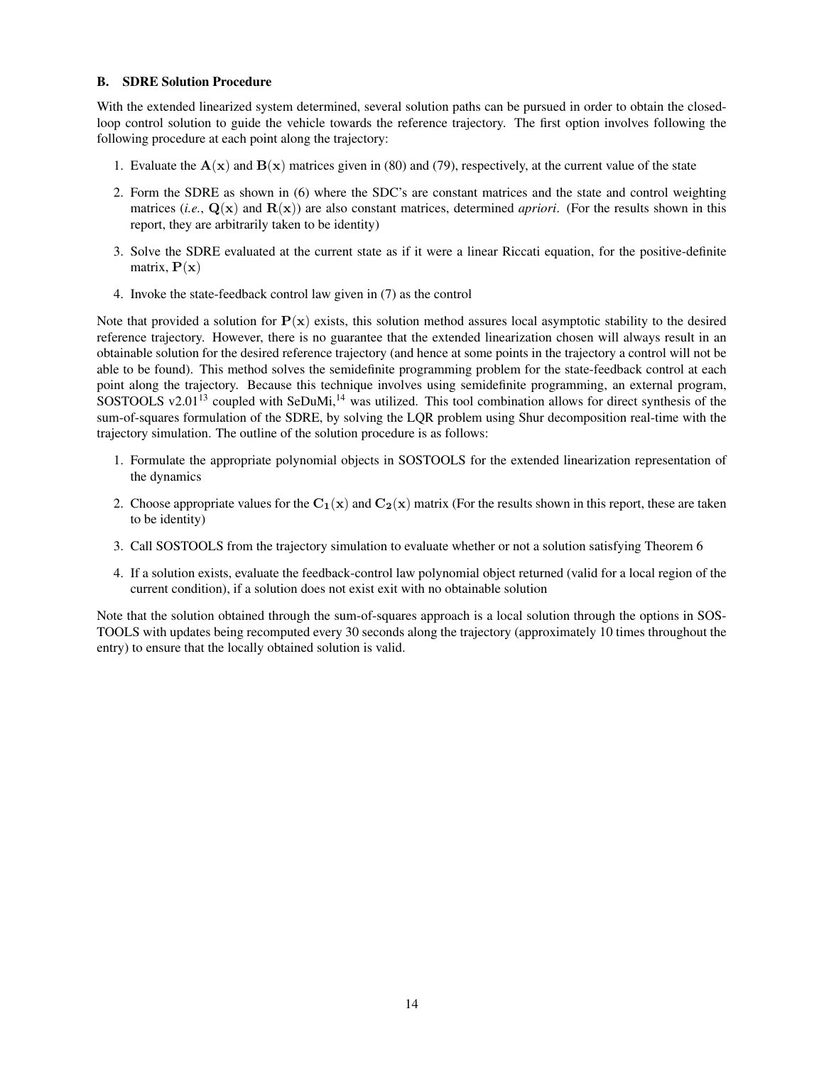### B. SDRE Solution Procedure

With the extended linearized system determined, several solution paths can be pursued in order to obtain the closed-loop control solution to guide the vehicle towards the reference trajectory. The first option involves following the following procedure at each point along the trajectory:

1. Evaluate the $\mathbf{A}(\mathbf{x})$ and $\mathbf{B}(\mathbf{x})$ matrices given in (80) and (79), respectively, at the current value of the state
2. Form the SDRE as shown in (6) where the SDC's are constant matrices and the state and control weighting matrices (*i.e.*, $\mathbf{Q}(\mathbf{x})$ and $\mathbf{R}(\mathbf{x})$) are also constant matrices, determined *apriori*. (For the results shown in this report, they are arbitrarily taken to be identity)
3. Solve the SDRE evaluated at the current state as if it were a linear Riccati equation, for the positive-definite matrix, $\mathbf{P}(\mathbf{x})$
4. Invoke the state-feedback control law given in (7) as the control

Note that provided a solution for $\mathbf{P}(\mathbf{x})$ exists, this solution method assures local asymptotic stability to the desired reference trajectory. However, there is no guarantee that the extended linearization chosen will always result in an obtainable solution for the desired reference trajectory (and hence at some points in the trajectory a control will not be able to be found). This method solves the semidefinite programming problem for the state-feedback control at each point along the trajectory. Because this technique involves using semidefinite programming, an external program, SOSTOOLS v2.01[13] coupled with SeDuMi,[14] was utilized. This tool combination allows for direct synthesis of the sum-of-squares formulation of the SDRE, by solving the LQR problem using Shur decomposition real-time with the trajectory simulation. The outline of the solution procedure is as follows:

1. Formulate the appropriate polynomial objects in SOSTOOLS for the extended linearization representation of the dynamics
2. Choose appropriate values for the $\mathbf{C_1}(\mathbf{x})$ and $\mathbf{C_2}(\mathbf{x})$ matrix (For the results shown in this report, these are taken to be identity)
3. Call SOSTOOLS from the trajectory simulation to evaluate whether or not a solution satisfying Theorem 6
4. If a solution exists, evaluate the feedback-control law polynomial object returned (valid for a local region of the current condition), if a solution does not exist exit with no obtainable solution

Note that the solution obtained through the sum-of-squares approach is a local solution through the options in SOSTOOLS with updates being recomputed every 30 seconds along the trajectory (approximately 10 times throughout the entry) to ensure that the locally obtained solution is valid.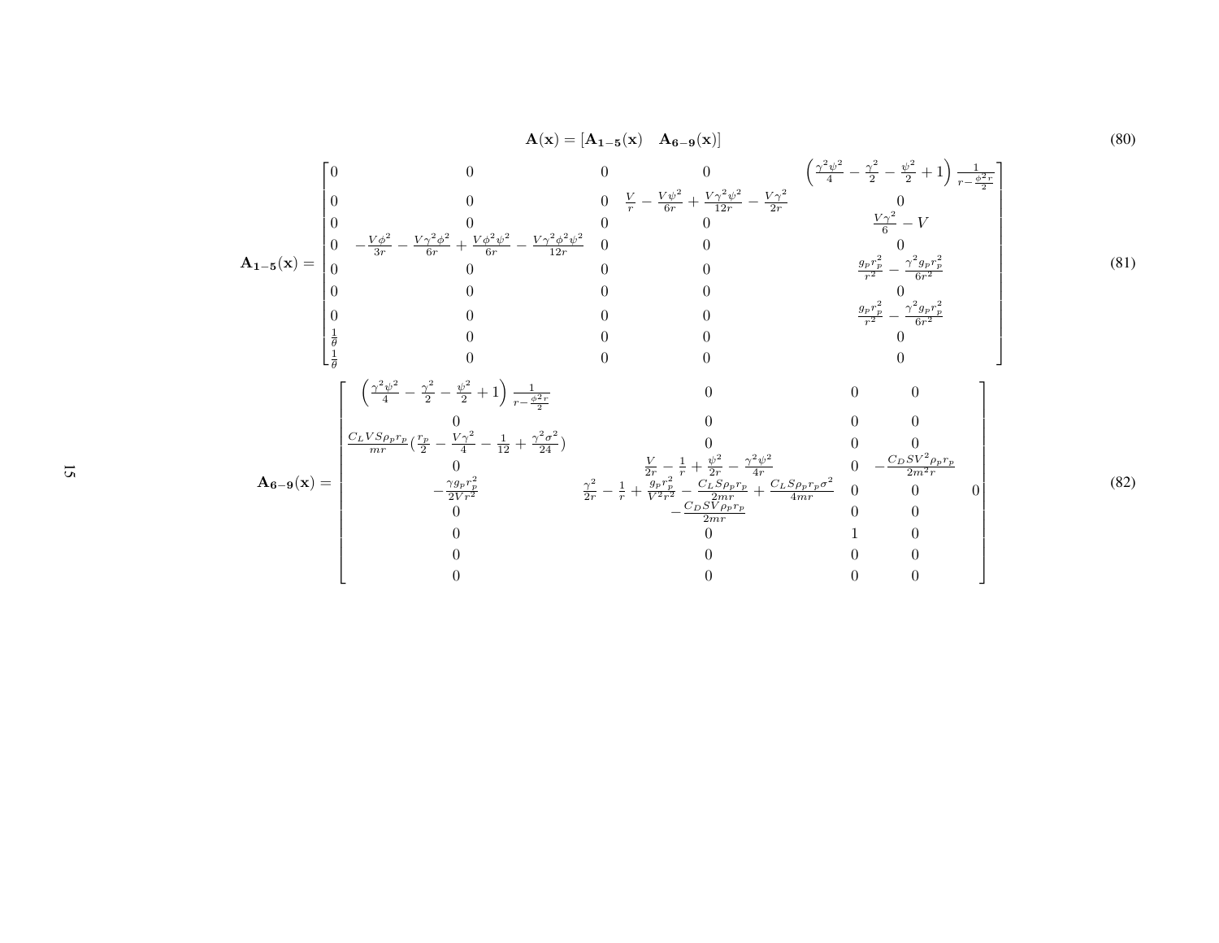$$\mathbf{A}(\mathbf{x}) = [\mathbf{A_{1-5}}(\mathbf{x}) \quad \mathbf{A_{6-9}}(\mathbf{x})] \tag{80}$$

$$\mathbf{A_{1-5}}(\mathbf{x}) = \begin{bmatrix}
0 & 0 & 0 & 0 & \left(\frac{\gamma^2\psi^2}{4} - \frac{\gamma^2}{2} - \frac{\psi^2}{2} + 1\right)\frac{1}{r - \frac{\phi^2 r}{2}} \\
0 & 0 & 0 & \frac{V}{r} - \frac{V\psi^2}{6r} + \frac{V\gamma^2\psi^2}{12r} - \frac{V\gamma^2}{2r} & 0 \\
0 & 0 & 0 & 0 & \frac{V\gamma^2}{6} - V \\
0 & -\frac{V\phi^2}{3r} - \frac{V\gamma^2\phi^2}{6r} + \frac{V\phi^2\psi^2}{6r} - \frac{V\gamma^2\phi^2\psi^2}{12r} & 0 & 0 & 0 \\
0 & 0 & 0 & 0 & \frac{g_p r_p^2}{r^2} - \frac{\gamma^2 g_p r_p^2}{6r^2} \\
0 & 0 & 0 & 0 & 0 \\
0 & 0 & 0 & 0 & \frac{g_p r_p^2}{r^2} - \frac{\gamma^2 g_p r_p^2}{6r^2} \\
\frac{1}{\theta} & 0 & 0 & 0 & 0 \\
\frac{1}{\theta} & 0 & 0 & 0 & 0
\end{bmatrix} \tag{81}$$

$$\mathbf{A_{6-9}}(\mathbf{x}) = \begin{bmatrix}
\left(\frac{\gamma^2\psi^2}{4} - \frac{\gamma^2}{2} - \frac{\psi^2}{2} + 1\right)\frac{1}{r - \frac{\phi^2 r}{2}} & 0 & 0 & 0 \\
0 & 0 & 0 & 0 \\
\frac{C_L V S \rho_p r_p}{mr}\left(\frac{r_p}{2} - \frac{V\gamma^2}{4} - \frac{1}{12} + \frac{\gamma^2\sigma^2}{24}\right) & 0 & 0 & 0 \\
0 & \frac{V}{2r} - \frac{1}{r} + \frac{\psi^2}{2r} - \frac{\gamma^2\psi^2}{4r} & 0 & -\frac{C_D S V^2 \rho_p r_p}{2m^2 r} \\
-\frac{\gamma g_p r_p^2}{2Vr^2} & \frac{\gamma^2}{2r} - \frac{1}{r} + \frac{g_p r_p^2}{V^2 r^2} - \frac{C_L S \rho_p r_p}{2mr} + \frac{C_L S \rho_p r_p \sigma^2}{4mr} & 0 & 0 \\
0 & -\frac{C_D S V \rho_p r_p}{2mr} & 0 & 0 \\
0 & 0 & 1 & 0 \\
0 & 0 & 0 & 0 \\
0 & 0 & 0 & 0
\end{bmatrix} \tag{82}$$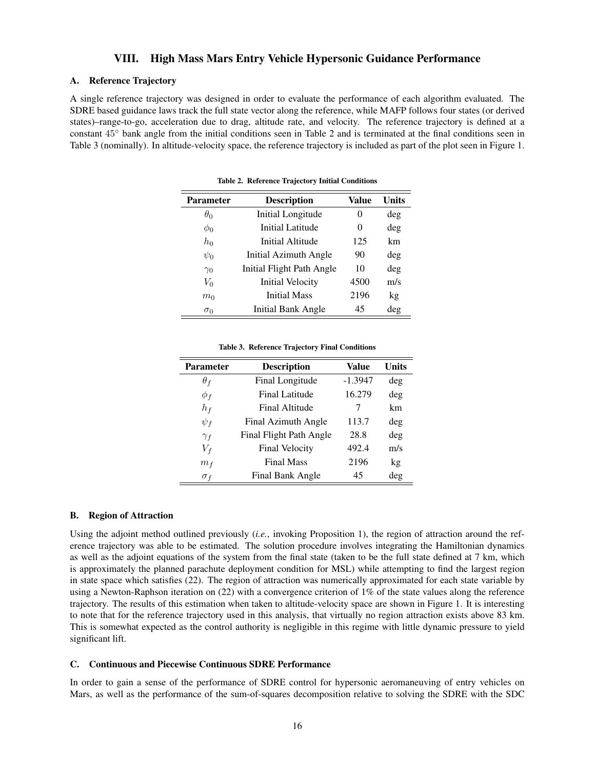## VIII. High Mass Mars Entry Vehicle Hypersonic Guidance Performance

### A. Reference Trajectory

A single reference trajectory was designed in order to evaluate the performance of each algorithm evaluated. The SDRE based guidance laws track the full state vector along the reference, while MAFP follows four states (or derived states)–range-to-go, acceleration due to drag, altitude rate, and velocity. The reference trajectory is defined at a constant $45^{\circ}$ bank angle from the initial conditions seen in Table 2 and is terminated at the final conditions seen in Table 3 (nominally). In altitude-velocity space, the reference trajectory is included as part of the plot seen in Figure 1.

**Table 2. Reference Trajectory Initial Conditions**

| Parameter | Description | Value | Units |
|---|---|---|---|
| $\theta_0$ | Initial Longitude | 0 | deg |
| $\phi_0$ | Initial Latitude | 0 | deg |
| $h_0$ | Initial Altitude | 125 | km |
| $\psi_0$ | Initial Azimuth Angle | 90 | deg |
| $\gamma_0$ | Initial Flight Path Angle | 10 | deg |
| $V_0$ | Initial Velocity | 4500 | m/s |
| $m_0$ | Initial Mass | 2196 | kg |
| $\sigma_0$ | Initial Bank Angle | 45 | deg |

**Table 3. Reference Trajectory Final Conditions**

| Parameter | Description | Value | Units |
|---|---|---|---|
| $\theta_f$ | Final Longitude | -1.3947 | deg |
| $\phi_f$ | Final Latitude | 16.279 | deg |
| $h_f$ | Final Altitude | 7 | km |
| $\psi_f$ | Final Azimuth Angle | 113.7 | deg |
| $\gamma_f$ | Final Flight Path Angle | 28.8 | deg |
| $V_f$ | Final Velocity | 492.4 | m/s |
| $m_f$ | Final Mass | 2196 | kg |
| $\sigma_f$ | Final Bank Angle | 45 | deg |

### B. Region of Attraction

Using the adjoint method outlined previously (*i.e.*, invoking Proposition 1), the region of attraction around the reference trajectory was able to be estimated. The solution procedure involves integrating the Hamiltonian dynamics as well as the adjoint equations of the system from the final state (taken to be the full state defined at 7 km, which is approximately the planned parachute deployment condition for MSL) while attempting to find the largest region in state space which satisfies (22). The region of attraction was numerically approximated for each state variable by using a Newton-Raphson iteration on (22) with a convergence criterion of 1% of the state values along the reference trajectory. The results of this estimation when taken to altitude-velocity space are shown in Figure 1. It is interesting to note that for the reference trajectory used in this analysis, that virtually no region attraction exists above 83 km. This is somewhat expected as the control authority is negligible in this regime with little dynamic pressure to yield significant lift.

### C. Continuous and Piecewise Continuous SDRE Performance

In order to gain a sense of the performance of SDRE control for hypersonic aeromaneuving of entry vehicles on Mars, as well as the performance of the sum-of-squares decomposition relative to solving the SDRE with the SDC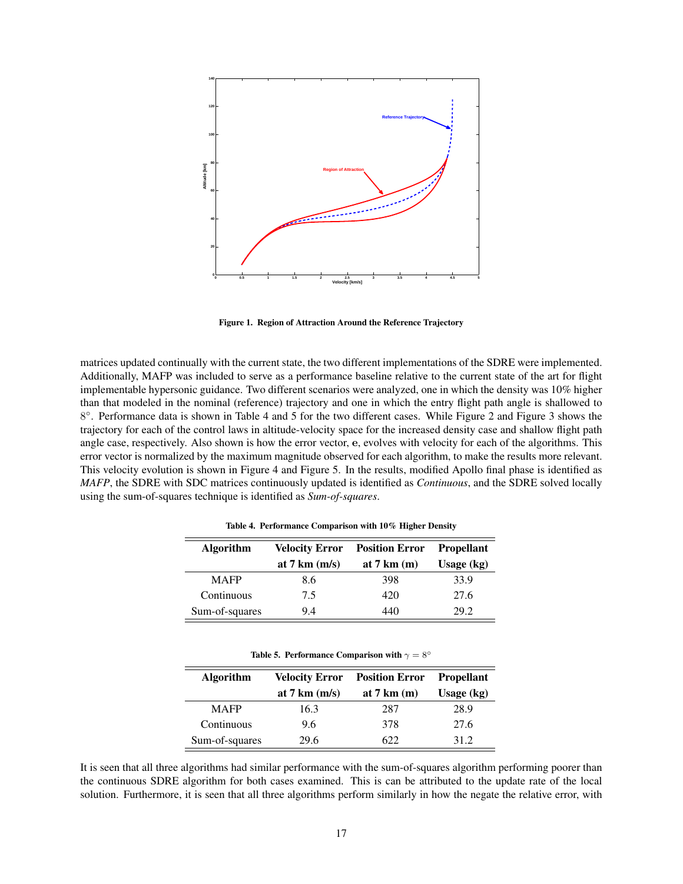Figure 1. Region of Attraction Around the Reference Trajectory

matrices updated continually with the current state, the two different implementations of the SDRE were implemented. Additionally, MAFP was included to serve as a performance baseline relative to the current state of the art for flight implementable hypersonic guidance. Two different scenarios were analyzed, one in which the density was 10% higher than that modeled in the nominal (reference) trajectory and one in which the entry flight path angle is shallowed to 8°. Performance data is shown in Table 4 and 5 for the two different cases. While Figure 2 and Figure 3 shows the trajectory for each of the control laws in altitude-velocity space for the increased density case and shallow flight path angle case, respectively. Also shown is how the error vector, $\mathbf{e}$, evolves with velocity for each of the algorithms. This error vector is normalized by the maximum magnitude observed for each algorithm, to make the results more relevant. This velocity evolution is shown in Figure 4 and Figure 5. In the results, modified Apollo final phase is identified as *MAFP*, the SDRE with SDC matrices continuously updated is identified as *Continuous*, and the SDRE solved locally using the sum-of-squares technique is identified as *Sum-of-squares*.

**Table 4. Performance Comparison with 10% Higher Density**

| Algorithm | Velocity Error at 7 km (m/s) | Position Error at 7 km (m) | Propellant Usage (kg) |
|---|---|---|---|
| MAFP | 8.6 | 398 | 33.9 |
| Continuous | 7.5 | 420 | 27.6 |
| Sum-of-squares | 9.4 | 440 | 29.2 |

**Table 5. Performance Comparison with $\gamma = 8°$**

| Algorithm | Velocity Error at 7 km (m/s) | Position Error at 7 km (m) | Propellant Usage (kg) |
|---|---|---|---|
| MAFP | 16.3 | 287 | 28.9 |
| Continuous | 9.6 | 378 | 27.6 |
| Sum-of-squares | 29.6 | 622 | 31.2 |

It is seen that all three algorithms had similar performance with the sum-of-squares algorithm performing poorer than the continuous SDRE algorithm for both cases examined. This is can be attributed to the update rate of the local solution. Furthermore, it is seen that all three algorithms perform similarly in how the negate the relative error, with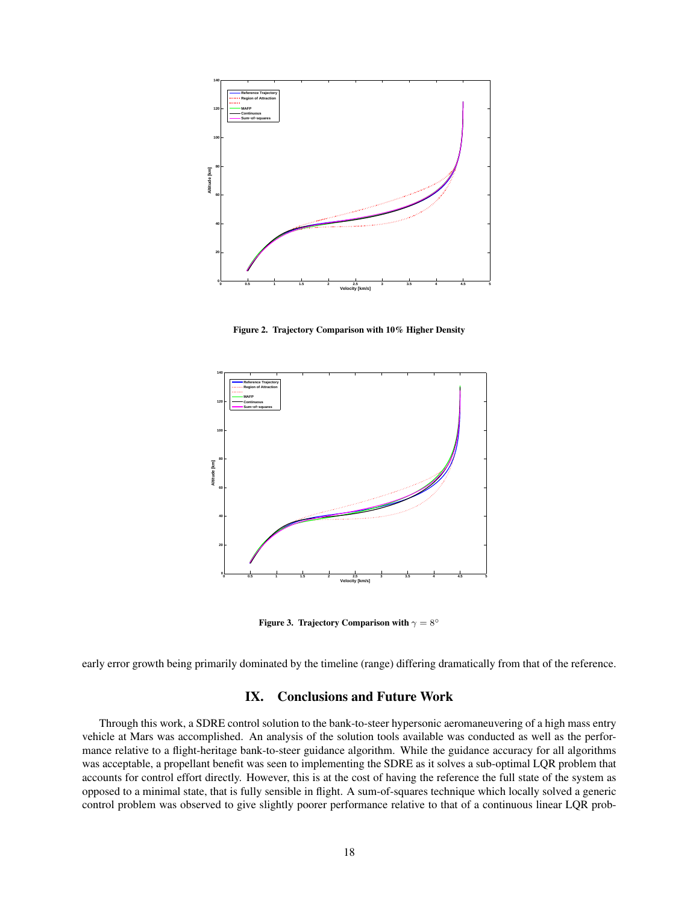Figure 2. Trajectory Comparison with 10% Higher Density

Figure 3. Trajectory Comparison with $\gamma = 8^{\circ}$

early error growth being primarily dominated by the timeline (range) differing dramatically from that of the reference.

# IX. Conclusions and Future Work

Through this work, a SDRE control solution to the bank-to-steer hypersonic aeromaneuvering of a high mass entry vehicle at Mars was accomplished. An analysis of the solution tools available was conducted as well as the performance relative to a flight-heritage bank-to-steer guidance algorithm. While the guidance accuracy for all algorithms was acceptable, a propellant benefit was seen to implementing the SDRE as it solves a sub-optimal LQR problem that accounts for control effort directly. However, this is at the cost of having the reference the full state of the system as opposed to a minimal state, that is fully sensible in flight. A sum-of-squares technique which locally solved a generic control problem was observed to give slightly poorer performance relative to that of a continuous linear LQR prob-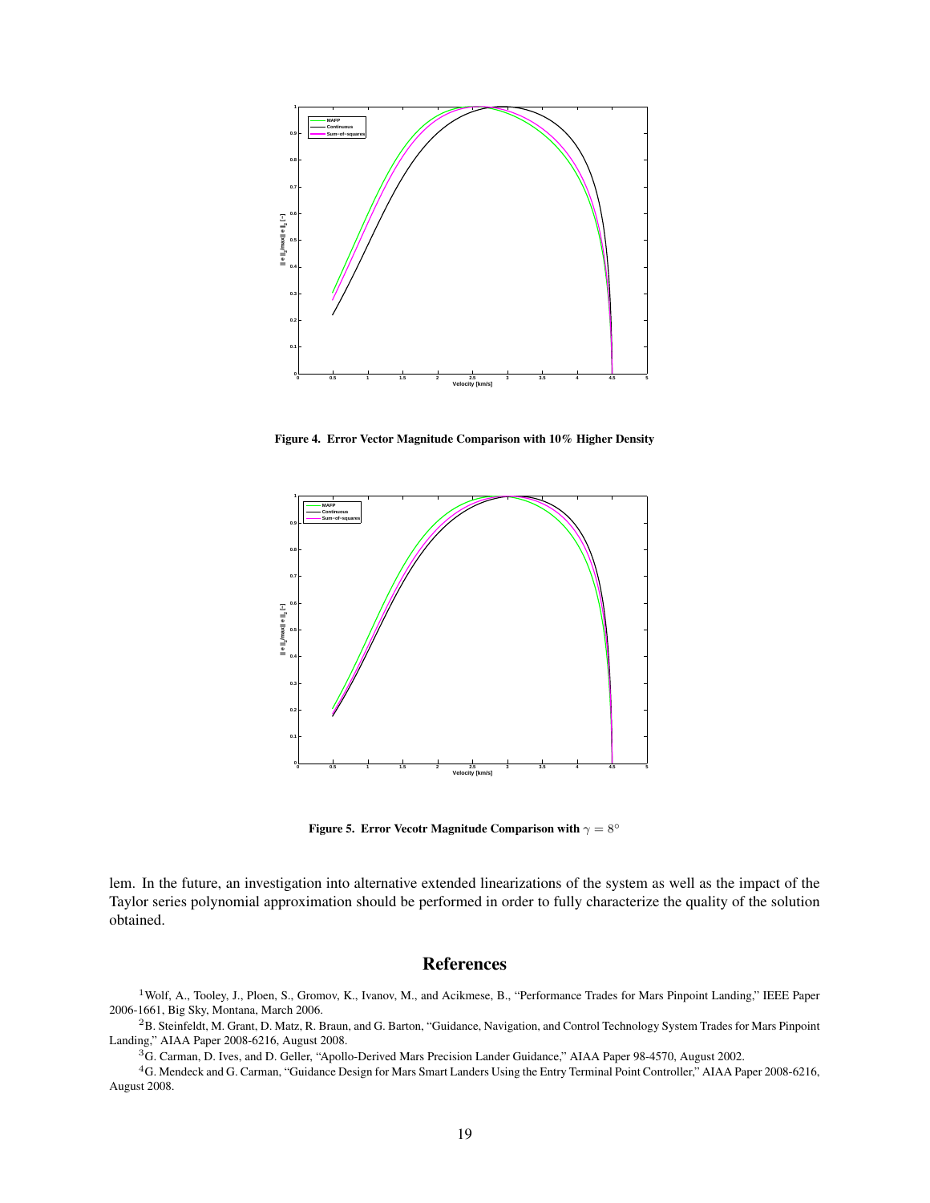Figure 4. Error Vector Magnitude Comparison with 10% Higher Density

Figure 5. Error Vecotr Magnitude Comparison with $\gamma = 8^{\circ}$

lem. In the future, an investigation into alternative extended linearizations of the system as well as the impact of the Taylor series polynomial approximation should be performed in order to fully characterize the quality of the solution obtained.

# References

[1] Wolf, A., Tooley, J., Ploen, S., Gromov, K., Ivanov, M., and Acikmese, B., "Performance Trades for Mars Pinpoint Landing," IEEE Paper 2006-1661, Big Sky, Montana, March 2006.

[2] B. Steinfeldt, M. Grant, D. Matz, R. Braun, and G. Barton, "Guidance, Navigation, and Control Technology System Trades for Mars Pinpoint Landing," AIAA Paper 2008-6216, August 2008.

[3] G. Carman, D. Ives, and D. Geller, "Apollo-Derived Mars Precision Lander Guidance," AIAA Paper 98-4570, August 2002.

[4] G. Mendeck and G. Carman, "Guidance Design for Mars Smart Landers Using the Entry Terminal Point Controller," AIAA Paper 2008-6216, August 2008.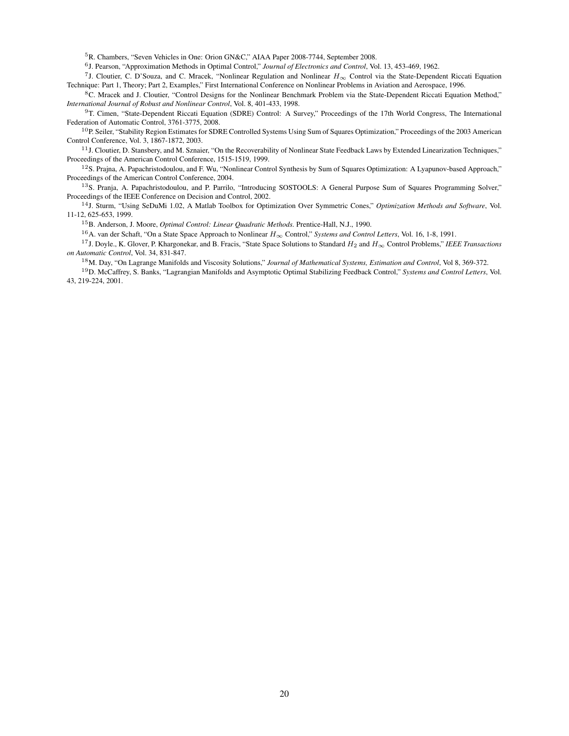[5] R. Chambers, "Seven Vehicles in One: Orion GN&C," AIAA Paper 2008-7744, September 2008.

[6] J. Pearson, "Approximation Methods in Optimal Control," *Journal of Electronics and Control*, Vol. 13, 453-469, 1962.

[7] J. Cloutier, C. D'Souza, and C. Mracek, "Nonlinear Regulation and Nonlinear $H_\infty$ Control via the State-Dependent Riccati Equation Technique: Part 1, Theory; Part 2, Examples," First International Conference on Nonlinear Problems in Aviation and Aerospace, 1996.

[8] C. Mracek and J. Cloutier, "Control Designs for the Nonlinear Benchmark Problem via the State-Dependent Riccati Equation Method," *International Journal of Robust and Nonlinear Control*, Vol. 8, 401-433, 1998.

[9] T. Cimen, "State-Dependent Riccati Equation (SDRE) Control: A Survey," Proceedings of the 17th World Congress, The International Federation of Automatic Control, 3761-3775, 2008.

[10] P. Seiler, "Stability Region Estimates for SDRE Controlled Systems Using Sum of Squares Optimization," Proceedings of the 2003 American Control Conference, Vol. 3, 1867-1872, 2003.

[11] J. Cloutier, D. Stansbery, and M. Sznaier, "On the Recoverability of Nonlinear State Feedback Laws by Extended Linearization Techniques," Proceedings of the American Control Conference, 1515-1519, 1999.

[12] S. Prajna, A. Papachristodoulou, and F. Wu, "Nonlinear Control Synthesis by Sum of Squares Optimization: A Lyapunov-based Approach," Proceedings of the American Control Conference, 2004.

[13] S. Pranja, A. Papachristodoulou, and P. Parrilo, "Introducing SOSTOOLS: A General Purpose Sum of Squares Programming Solver," Proceedings of the IEEE Conference on Decision and Control, 2002.

[14] J. Sturm, "Using SeDuMi 1.02, A Matlab Toolbox for Optimization Over Symmetric Cones," *Optimization Methods and Software*, Vol. 11-12, 625-653, 1999.

[15] B. Anderson, J. Moore, *Optimal Control: Linear Quadratic Methods*. Prentice-Hall, N.J., 1990.

[16] A. van der Schaft, "On a State Space Approach to Nonlinear $H_\infty$ Control," *Systems and Control Letters*, Vol. 16, 1-8, 1991.

[17] J. Doyle., K. Glover, P. Khargonekar, and B. Fracis, "State Space Solutions to Standard $H_2$ and $H_\infty$ Control Problems," *IEEE Transactions on Automatic Control*, Vol. 34, 831-847.

[18] M. Day, "On Lagrange Manifolds and Viscosity Solutions," *Journal of Mathematical Systems, Estimation and Control*, Vol 8, 369-372.

[19] D. McCaffrey, S. Banks, "Lagrangian Manifolds and Asymptotic Optimal Stabilizing Feedback Control," *Systems and Control Letters*, Vol. 43, 219-224, 2001.